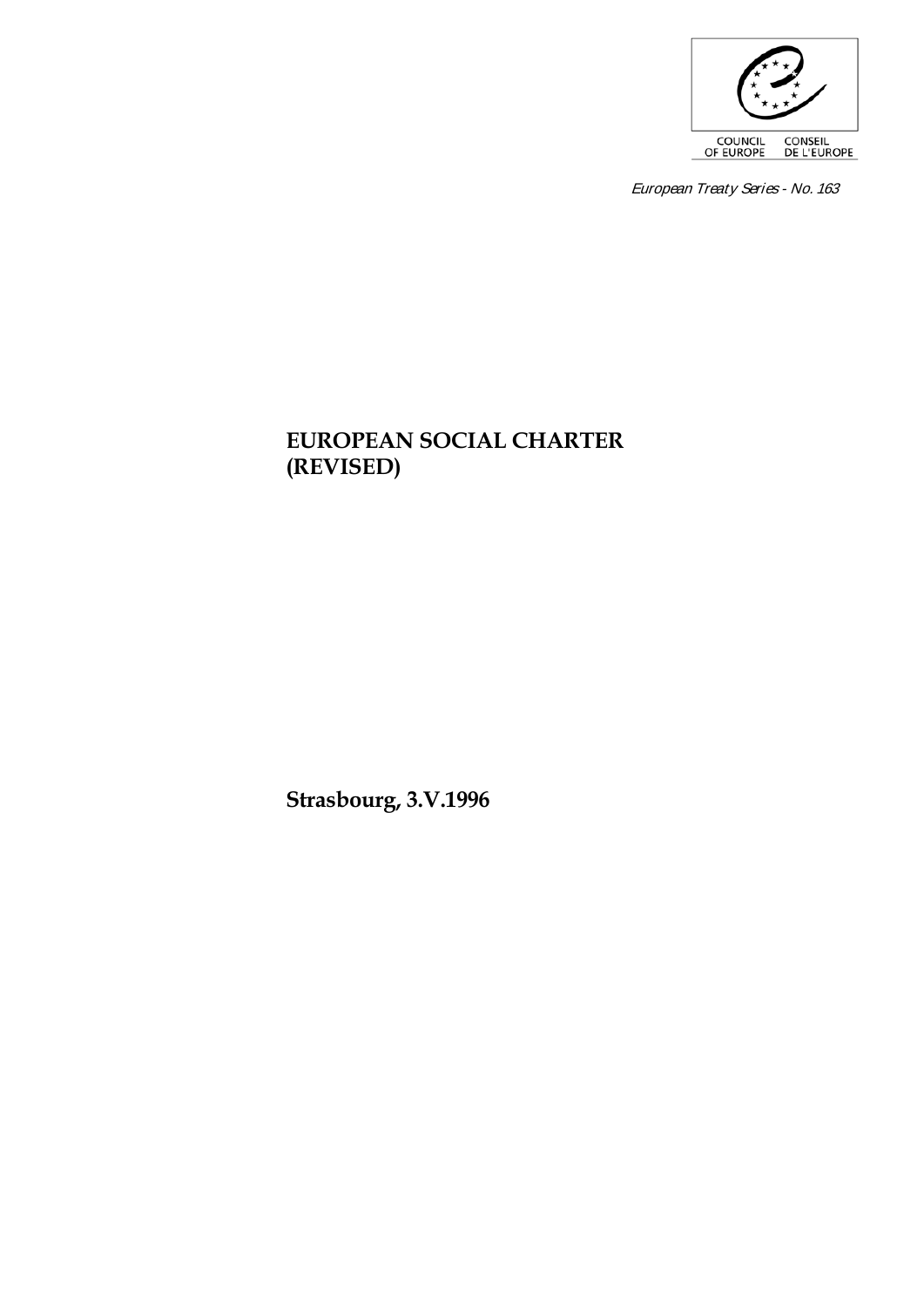COUNCIL OF EUROPE CONSEIL DE L'EUROPE

*European Treaty Series - No. 163*

# EUROPEAN SOCIAL CHARTER (REVISED)

**Strasbourg, 3.V.1996**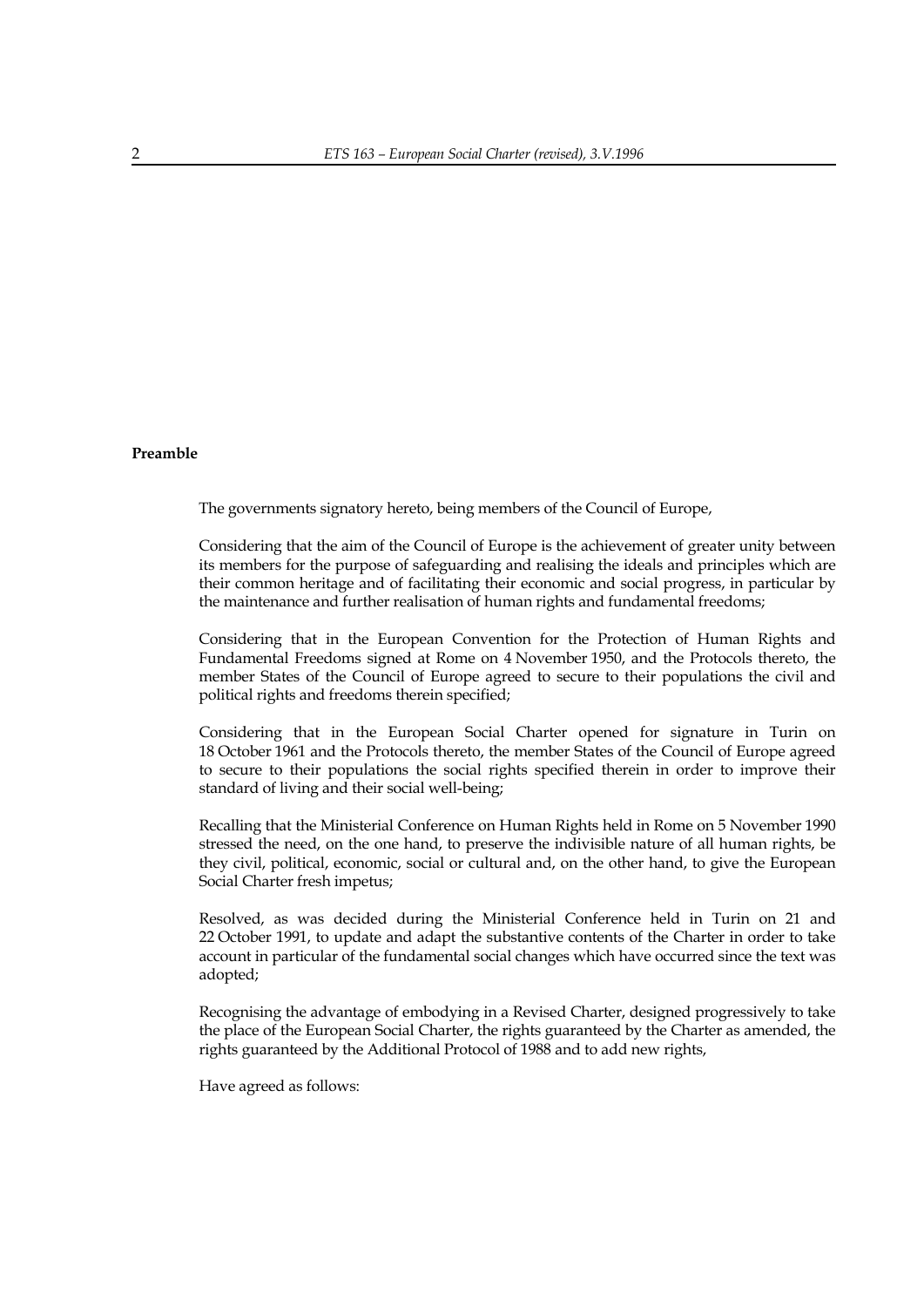**Preamble**

The governments signatory hereto, being members of the Council of Europe,

Considering that the aim of the Council of Europe is the achievement of greater unity between its members for the purpose of safeguarding and realising the ideals and principles which are their common heritage and of facilitating their economic and social progress, in particular by the maintenance and further realisation of human rights and fundamental freedoms;

Considering that in the European Convention for the Protection of Human Rights and Fundamental Freedoms signed at Rome on 4 November 1950, and the Protocols thereto, the member States of the Council of Europe agreed to secure to their populations the civil and political rights and freedoms therein specified;

Considering that in the European Social Charter opened for signature in Turin on 18 October 1961 and the Protocols thereto, the member States of the Council of Europe agreed to secure to their populations the social rights specified therein in order to improve their standard of living and their social well-being;

Recalling that the Ministerial Conference on Human Rights held in Rome on 5 November 1990 stressed the need, on the one hand, to preserve the indivisible nature of all human rights, be they civil, political, economic, social or cultural and, on the other hand, to give the European Social Charter fresh impetus;

Resolved, as was decided during the Ministerial Conference held in Turin on 21 and 22 October 1991, to update and adapt the substantive contents of the Charter in order to take account in particular of the fundamental social changes which have occurred since the text was adopted;

Recognising the advantage of embodying in a Revised Charter, designed progressively to take the place of the European Social Charter, the rights guaranteed by the Charter as amended, the rights guaranteed by the Additional Protocol of 1988 and to add new rights,

Have agreed as follows: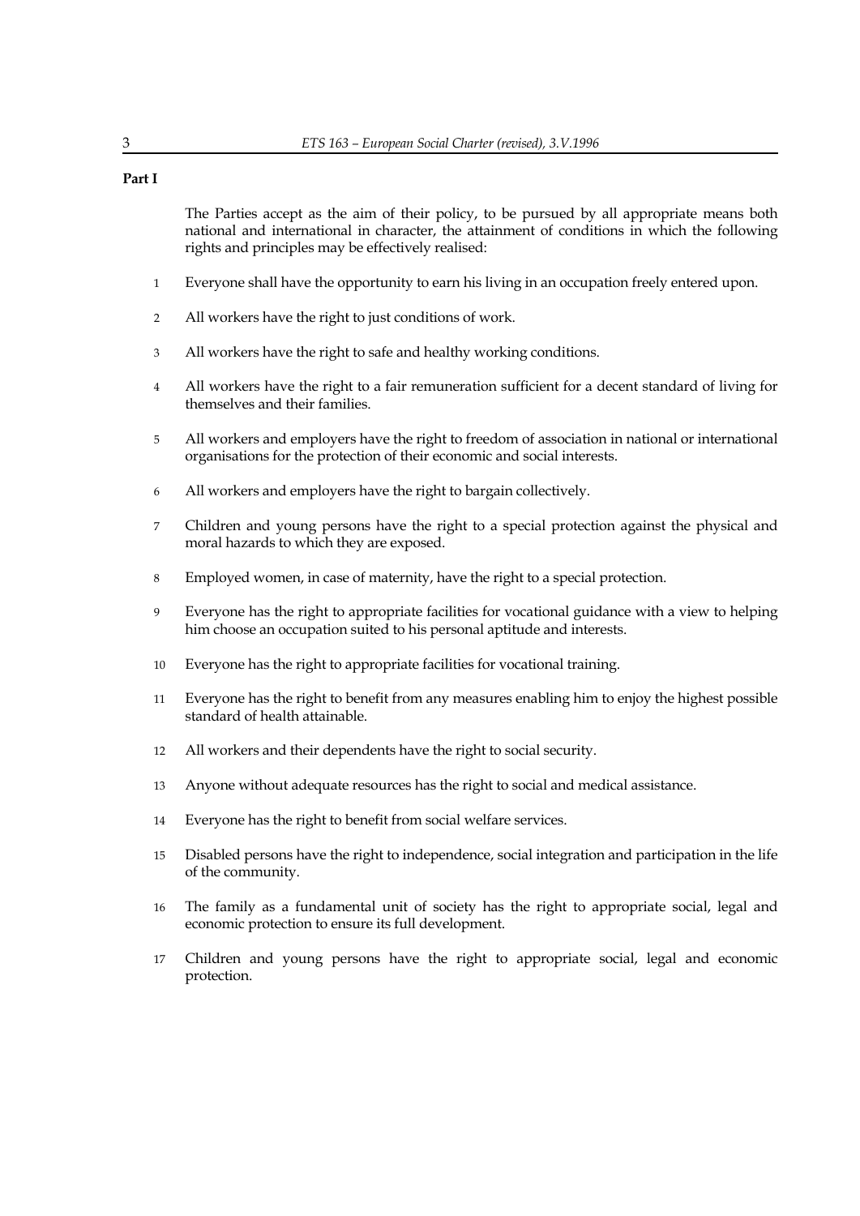## Part I

The Parties accept as the aim of their policy, to be pursued by all appropriate means both national and international in character, the attainment of conditions in which the following rights and principles may be effectively realised:

1. Everyone shall have the opportunity to earn his living in an occupation freely entered upon.
2. All workers have the right to just conditions of work.
3. All workers have the right to safe and healthy working conditions.
4. All workers have the right to a fair remuneration sufficient for a decent standard of living for themselves and their families.
5. All workers and employers have the right to freedom of association in national or international organisations for the protection of their economic and social interests.
6. All workers and employers have the right to bargain collectively.
7. Children and young persons have the right to a special protection against the physical and moral hazards to which they are exposed.
8. Employed women, in case of maternity, have the right to a special protection.
9. Everyone has the right to appropriate facilities for vocational guidance with a view to helping him choose an occupation suited to his personal aptitude and interests.
10. Everyone has the right to appropriate facilities for vocational training.
11. Everyone has the right to benefit from any measures enabling him to enjoy the highest possible standard of health attainable.
12. All workers and their dependents have the right to social security.
13. Anyone without adequate resources has the right to social and medical assistance.
14. Everyone has the right to benefit from social welfare services.
15. Disabled persons have the right to independence, social integration and participation in the life of the community.
16. The family as a fundamental unit of society has the right to appropriate social, legal and economic protection to ensure its full development.
17. Children and young persons have the right to appropriate social, legal and economic protection.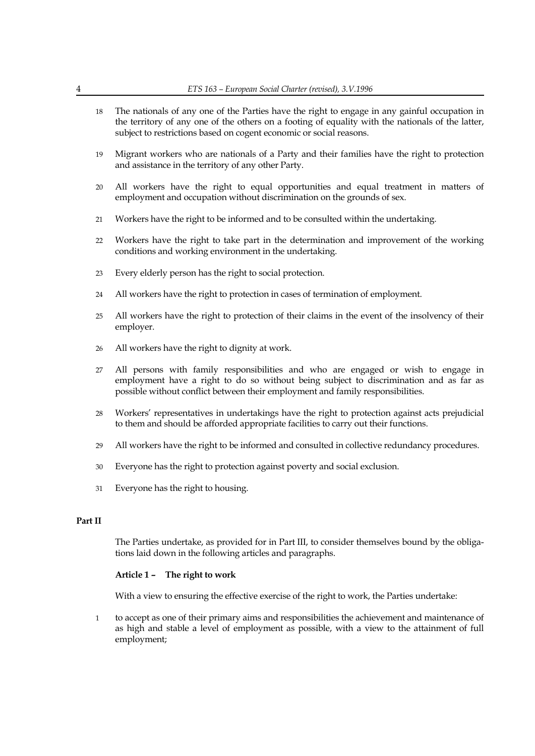18 The nationals of any one of the Parties have the right to engage in any gainful occupation in the territory of any one of the others on a footing of equality with the nationals of the latter, subject to restrictions based on cogent economic or social reasons.

19 Migrant workers who are nationals of a Party and their families have the right to protection and assistance in the territory of any other Party.

20 All workers have the right to equal opportunities and equal treatment in matters of employment and occupation without discrimination on the grounds of sex.

21 Workers have the right to be informed and to be consulted within the undertaking.

22 Workers have the right to take part in the determination and improvement of the working conditions and working environment in the undertaking.

23 Every elderly person has the right to social protection.

24 All workers have the right to protection in cases of termination of employment.

25 All workers have the right to protection of their claims in the event of the insolvency of their employer.

26 All workers have the right to dignity at work.

27 All persons with family responsibilities and who are engaged or wish to engage in employment have a right to do so without being subject to discrimination and as far as possible without conflict between their employment and family responsibilities.

28 Workers' representatives in undertakings have the right to protection against acts prejudicial to them and should be afforded appropriate facilities to carry out their functions.

29 All workers have the right to be informed and consulted in collective redundancy procedures.

30 Everyone has the right to protection against poverty and social exclusion.

31 Everyone has the right to housing.

## Part II

The Parties undertake, as provided for in Part III, to consider themselves bound by the obligations laid down in the following articles and paragraphs.

### Article 1 – The right to work

With a view to ensuring the effective exercise of the right to work, the Parties undertake:

1 to accept as one of their primary aims and responsibilities the achievement and maintenance of as high and stable a level of employment as possible, with a view to the attainment of full employment;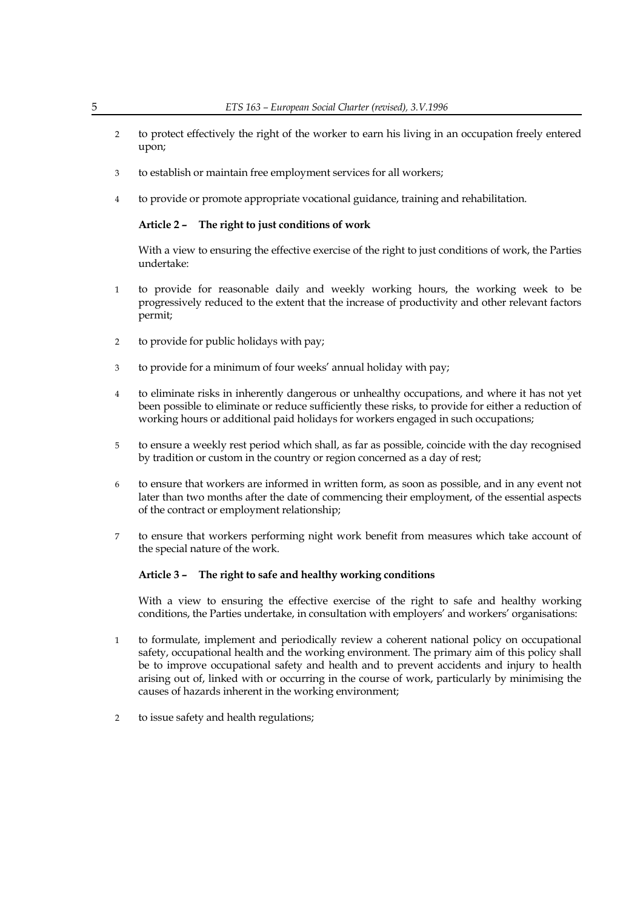2 to protect effectively the right of the worker to earn his living in an occupation freely entered upon;

3 to establish or maintain free employment services for all workers;

4 to provide or promote appropriate vocational guidance, training and rehabilitation.

### Article 2 – The right to just conditions of work

With a view to ensuring the effective exercise of the right to just conditions of work, the Parties undertake:

1 to provide for reasonable daily and weekly working hours, the working week to be progressively reduced to the extent that the increase of productivity and other relevant factors permit;

2 to provide for public holidays with pay;

3 to provide for a minimum of four weeks' annual holiday with pay;

4 to eliminate risks in inherently dangerous or unhealthy occupations, and where it has not yet been possible to eliminate or reduce sufficiently these risks, to provide for either a reduction of working hours or additional paid holidays for workers engaged in such occupations;

5 to ensure a weekly rest period which shall, as far as possible, coincide with the day recognised by tradition or custom in the country or region concerned as a day of rest;

6 to ensure that workers are informed in written form, as soon as possible, and in any event not later than two months after the date of commencing their employment, of the essential aspects of the contract or employment relationship;

7 to ensure that workers performing night work benefit from measures which take account of the special nature of the work.

### Article 3 – The right to safe and healthy working conditions

With a view to ensuring the effective exercise of the right to safe and healthy working conditions, the Parties undertake, in consultation with employers' and workers' organisations:

1 to formulate, implement and periodically review a coherent national policy on occupational safety, occupational health and the working environment. The primary aim of this policy shall be to improve occupational safety and health and to prevent accidents and injury to health arising out of, linked with or occurring in the course of work, particularly by minimising the causes of hazards inherent in the working environment;

2 to issue safety and health regulations;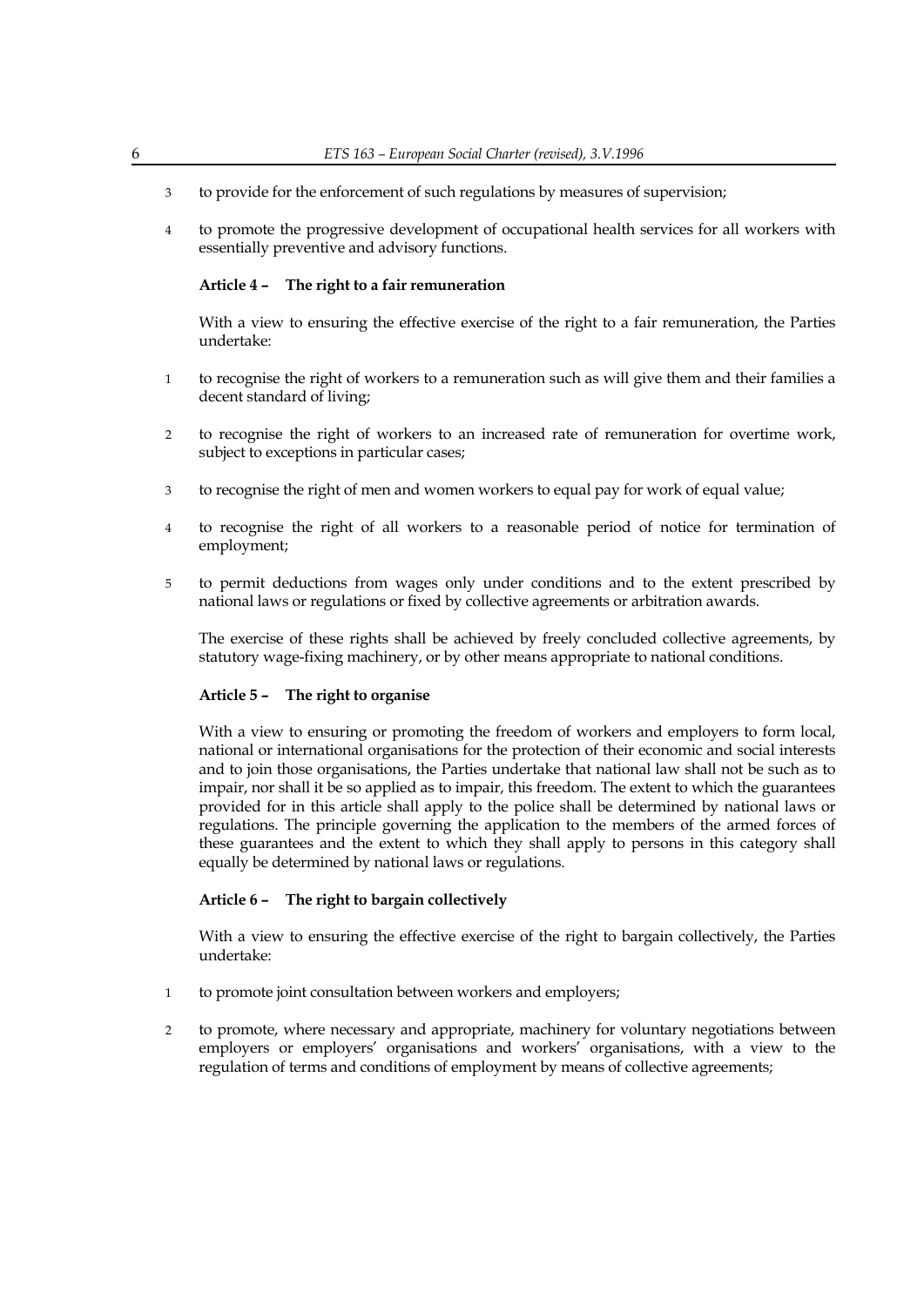3 to provide for the enforcement of such regulations by measures of supervision;

4 to promote the progressive development of occupational health services for all workers with essentially preventive and advisory functions.

#### Article 4 – The right to a fair remuneration

With a view to ensuring the effective exercise of the right to a fair remuneration, the Parties undertake:

1 to recognise the right of workers to a remuneration such as will give them and their families a decent standard of living;

2 to recognise the right of workers to an increased rate of remuneration for overtime work, subject to exceptions in particular cases;

3 to recognise the right of men and women workers to equal pay for work of equal value;

4 to recognise the right of all workers to a reasonable period of notice for termination of employment;

5 to permit deductions from wages only under conditions and to the extent prescribed by national laws or regulations or fixed by collective agreements or arbitration awards.

The exercise of these rights shall be achieved by freely concluded collective agreements, by statutory wage-fixing machinery, or by other means appropriate to national conditions.

#### Article 5 – The right to organise

With a view to ensuring or promoting the freedom of workers and employers to form local, national or international organisations for the protection of their economic and social interests and to join those organisations, the Parties undertake that national law shall not be such as to impair, nor shall it be so applied as to impair, this freedom. The extent to which the guarantees provided for in this article shall apply to the police shall be determined by national laws or regulations. The principle governing the application to the members of the armed forces of these guarantees and the extent to which they shall apply to persons in this category shall equally be determined by national laws or regulations.

#### Article 6 – The right to bargain collectively

With a view to ensuring the effective exercise of the right to bargain collectively, the Parties undertake:

1 to promote joint consultation between workers and employers;

2 to promote, where necessary and appropriate, machinery for voluntary negotiations between employers or employers' organisations and workers' organisations, with a view to the regulation of terms and conditions of employment by means of collective agreements;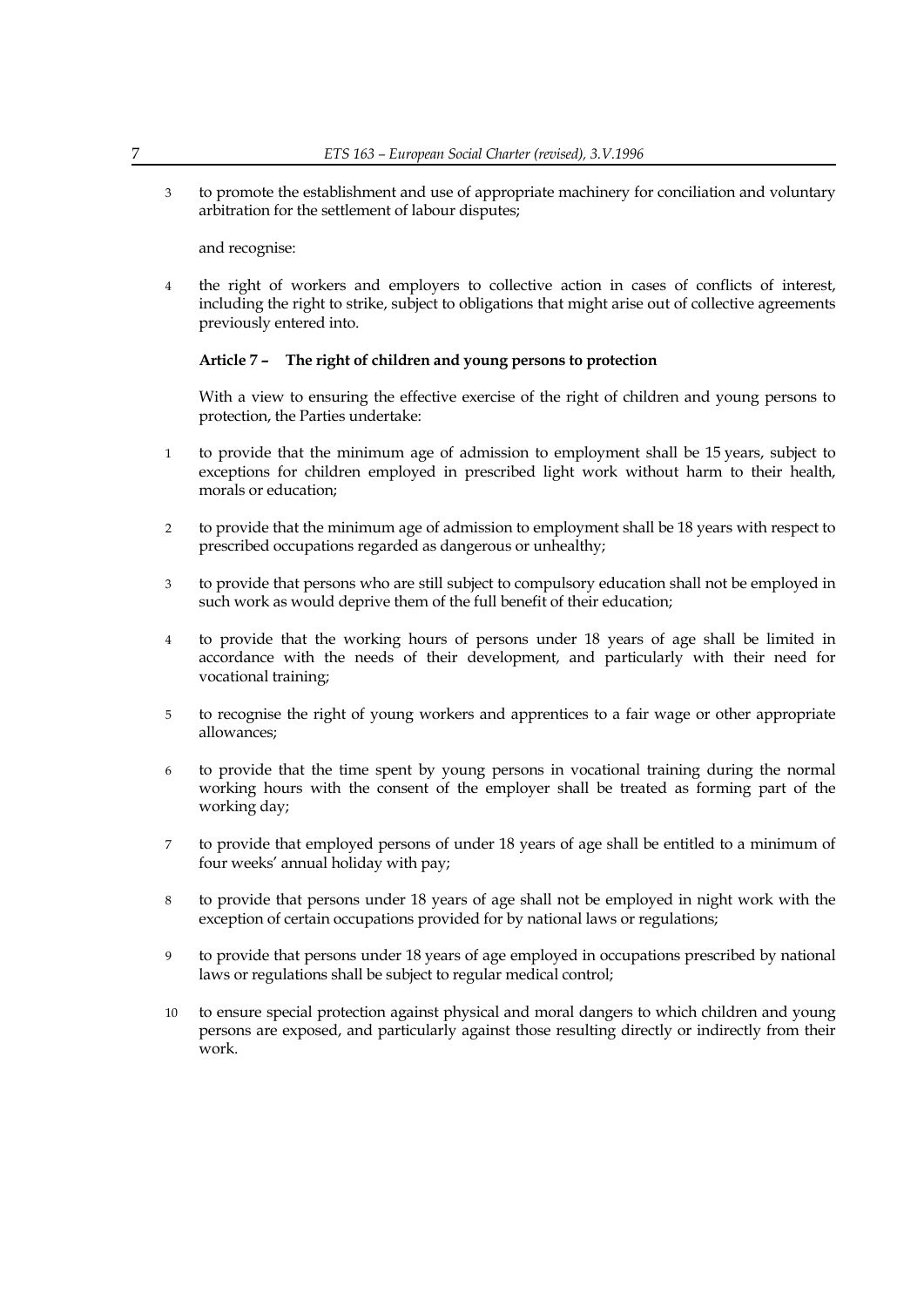3 to promote the establishment and use of appropriate machinery for conciliation and voluntary arbitration for the settlement of labour disputes;

and recognise:

4 the right of workers and employers to collective action in cases of conflicts of interest, including the right to strike, subject to obligations that might arise out of collective agreements previously entered into.

**Article 7 – The right of children and young persons to protection**

With a view to ensuring the effective exercise of the right of children and young persons to protection, the Parties undertake:

1 to provide that the minimum age of admission to employment shall be 15 years, subject to exceptions for children employed in prescribed light work without harm to their health, morals or education;

2 to provide that the minimum age of admission to employment shall be 18 years with respect to prescribed occupations regarded as dangerous or unhealthy;

3 to provide that persons who are still subject to compulsory education shall not be employed in such work as would deprive them of the full benefit of their education;

4 to provide that the working hours of persons under 18 years of age shall be limited in accordance with the needs of their development, and particularly with their need for vocational training;

5 to recognise the right of young workers and apprentices to a fair wage or other appropriate allowances;

6 to provide that the time spent by young persons in vocational training during the normal working hours with the consent of the employer shall be treated as forming part of the working day;

7 to provide that employed persons of under 18 years of age shall be entitled to a minimum of four weeks' annual holiday with pay;

8 to provide that persons under 18 years of age shall not be employed in night work with the exception of certain occupations provided for by national laws or regulations;

9 to provide that persons under 18 years of age employed in occupations prescribed by national laws or regulations shall be subject to regular medical control;

10 to ensure special protection against physical and moral dangers to which children and young persons are exposed, and particularly against those resulting directly or indirectly from their work.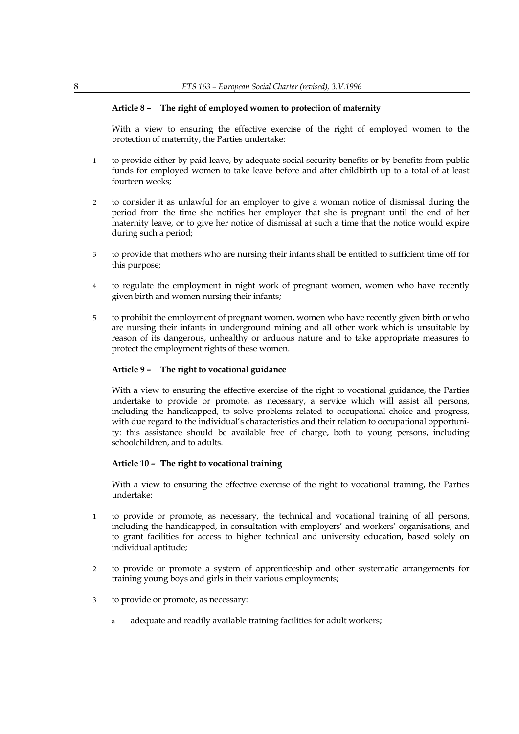### Article 8 – The right of employed women to protection of maternity

With a view to ensuring the effective exercise of the right of employed women to the protection of maternity, the Parties undertake:

1. to provide either by paid leave, by adequate social security benefits or by benefits from public funds for employed women to take leave before and after childbirth up to a total of at least fourteen weeks;

2. to consider it as unlawful for an employer to give a woman notice of dismissal during the period from the time she notifies her employer that she is pregnant until the end of her maternity leave, or to give her notice of dismissal at such a time that the notice would expire during such a period;

3. to provide that mothers who are nursing their infants shall be entitled to sufficient time off for this purpose;

4. to regulate the employment in night work of pregnant women, women who have recently given birth and women nursing their infants;

5. to prohibit the employment of pregnant women, women who have recently given birth or who are nursing their infants in underground mining and all other work which is unsuitable by reason of its dangerous, unhealthy or arduous nature and to take appropriate measures to protect the employment rights of these women.

### Article 9 – The right to vocational guidance

With a view to ensuring the effective exercise of the right to vocational guidance, the Parties undertake to provide or promote, as necessary, a service which will assist all persons, including the handicapped, to solve problems related to occupational choice and progress, with due regard to the individual's characteristics and their relation to occupational opportunity: this assistance should be available free of charge, both to young persons, including schoolchildren, and to adults.

### Article 10 – The right to vocational training

With a view to ensuring the effective exercise of the right to vocational training, the Parties undertake:

1. to provide or promote, as necessary, the technical and vocational training of all persons, including the handicapped, in consultation with employers' and workers' organisations, and to grant facilities for access to higher technical and university education, based solely on individual aptitude;

2. to provide or promote a system of apprenticeship and other systematic arrangements for training young boys and girls in their various employments;

3. to provide or promote, as necessary:

   a. adequate and readily available training facilities for adult workers;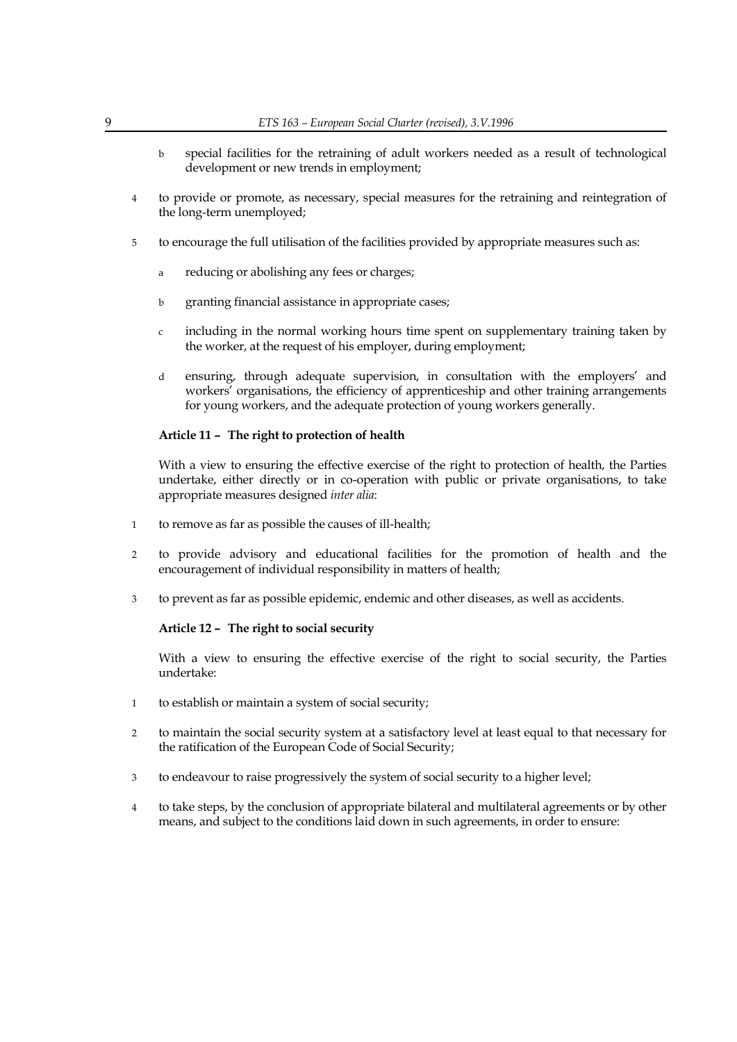b special facilities for the retraining of adult workers needed as a result of technological development or new trends in employment;

4 to provide or promote, as necessary, special measures for the retraining and reintegration of the long-term unemployed;

5 to encourage the full utilisation of the facilities provided by appropriate measures such as:

a reducing or abolishing any fees or charges;

b granting financial assistance in appropriate cases;

c including in the normal working hours time spent on supplementary training taken by the worker, at the request of his employer, during employment;

d ensuring, through adequate supervision, in consultation with the employers' and workers' organisations, the efficiency of apprenticeship and other training arrangements for young workers, and the adequate protection of young workers generally.

**Article 11 – The right to protection of health**

With a view to ensuring the effective exercise of the right to protection of health, the Parties undertake, either directly or in co-operation with public or private organisations, to take appropriate measures designed *inter alia*:

1 to remove as far as possible the causes of ill-health;

2 to provide advisory and educational facilities for the promotion of health and the encouragement of individual responsibility in matters of health;

3 to prevent as far as possible epidemic, endemic and other diseases, as well as accidents.

**Article 12 – The right to social security**

With a view to ensuring the effective exercise of the right to social security, the Parties undertake:

1 to establish or maintain a system of social security;

2 to maintain the social security system at a satisfactory level at least equal to that necessary for the ratification of the European Code of Social Security;

3 to endeavour to raise progressively the system of social security to a higher level;

4 to take steps, by the conclusion of appropriate bilateral and multilateral agreements or by other means, and subject to the conditions laid down in such agreements, in order to ensure: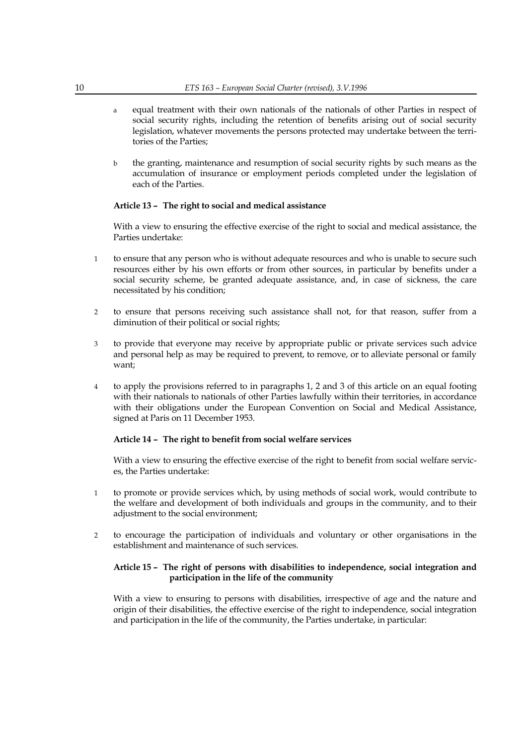a equal treatment with their own nationals of the nationals of other Parties in respect of social security rights, including the retention of benefits arising out of social security legislation, whatever movements the persons protected may undertake between the territories of the Parties;

b the granting, maintenance and resumption of social security rights by such means as the accumulation of insurance or employment periods completed under the legislation of each of the Parties.

**Article 13 – The right to social and medical assistance**

With a view to ensuring the effective exercise of the right to social and medical assistance, the Parties undertake:

1 to ensure that any person who is without adequate resources and who is unable to secure such resources either by his own efforts or from other sources, in particular by benefits under a social security scheme, be granted adequate assistance, and, in case of sickness, the care necessitated by his condition;

2 to ensure that persons receiving such assistance shall not, for that reason, suffer from a diminution of their political or social rights;

3 to provide that everyone may receive by appropriate public or private services such advice and personal help as may be required to prevent, to remove, or to alleviate personal or family want;

4 to apply the provisions referred to in paragraphs 1, 2 and 3 of this article on an equal footing with their nationals to nationals of other Parties lawfully within their territories, in accordance with their obligations under the European Convention on Social and Medical Assistance, signed at Paris on 11 December 1953.

**Article 14 – The right to benefit from social welfare services**

With a view to ensuring the effective exercise of the right to benefit from social welfare services, the Parties undertake:

1 to promote or provide services which, by using methods of social work, would contribute to the welfare and development of both individuals and groups in the community, and to their adjustment to the social environment;

2 to encourage the participation of individuals and voluntary or other organisations in the establishment and maintenance of such services.

**Article 15 – The right of persons with disabilities to independence, social integration and participation in the life of the community**

With a view to ensuring to persons with disabilities, irrespective of age and the nature and origin of their disabilities, the effective exercise of the right to independence, social integration and participation in the life of the community, the Parties undertake, in particular: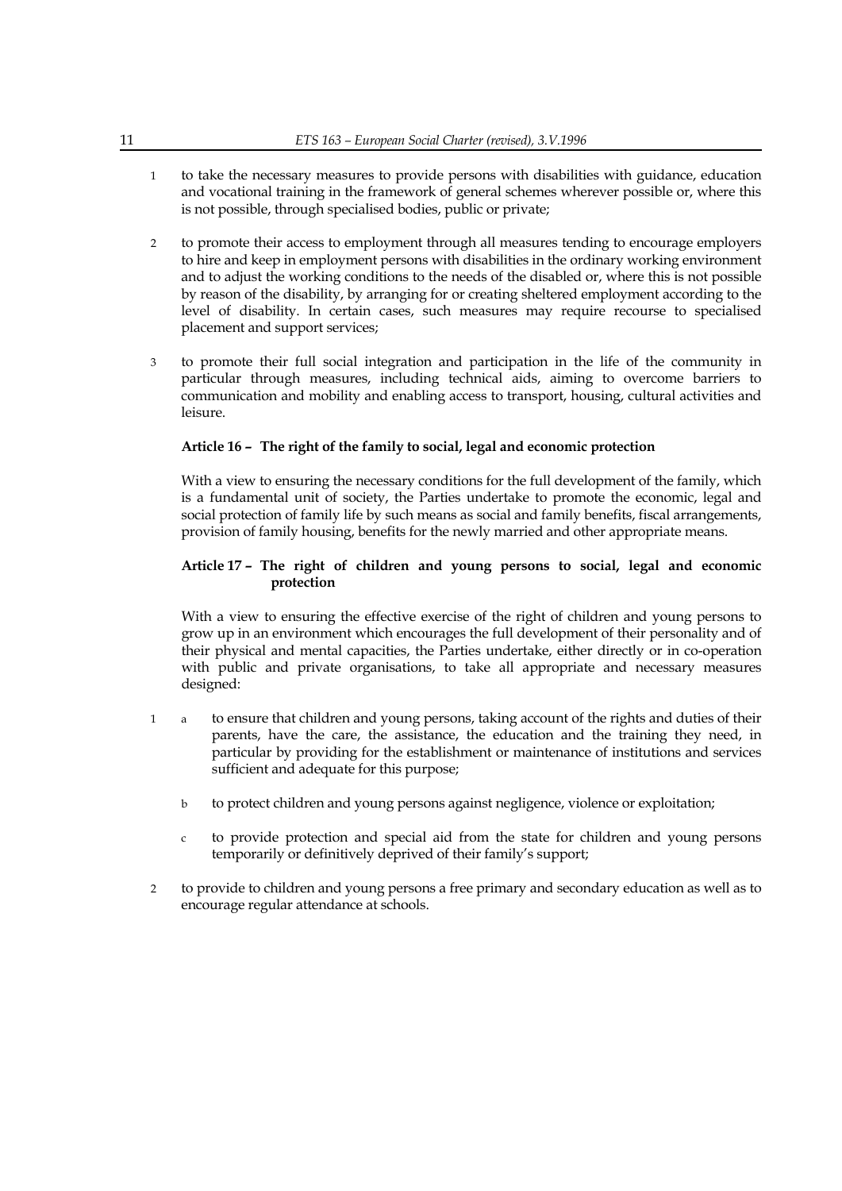1 to take the necessary measures to provide persons with disabilities with guidance, education and vocational training in the framework of general schemes wherever possible or, where this is not possible, through specialised bodies, public or private;

2 to promote their access to employment through all measures tending to encourage employers to hire and keep in employment persons with disabilities in the ordinary working environment and to adjust the working conditions to the needs of the disabled or, where this is not possible by reason of the disability, by arranging for or creating sheltered employment according to the level of disability. In certain cases, such measures may require recourse to specialised placement and support services;

3 to promote their full social integration and participation in the life of the community in particular through measures, including technical aids, aiming to overcome barriers to communication and mobility and enabling access to transport, housing, cultural activities and leisure.

**Article 16 – The right of the family to social, legal and economic protection**

With a view to ensuring the necessary conditions for the full development of the family, which is a fundamental unit of society, the Parties undertake to promote the economic, legal and social protection of family life by such means as social and family benefits, fiscal arrangements, provision of family housing, benefits for the newly married and other appropriate means.

**Article 17 – The right of children and young persons to social, legal and economic protection**

With a view to ensuring the effective exercise of the right of children and young persons to grow up in an environment which encourages the full development of their personality and of their physical and mental capacities, the Parties undertake, either directly or in co-operation with public and private organisations, to take all appropriate and necessary measures designed:

1 a to ensure that children and young persons, taking account of the rights and duties of their parents, have the care, the assistance, the education and the training they need, in particular by providing for the establishment or maintenance of institutions and services sufficient and adequate for this purpose;

b to protect children and young persons against negligence, violence or exploitation;

c to provide protection and special aid from the state for children and young persons temporarily or definitively deprived of their family's support;

2 to provide to children and young persons a free primary and secondary education as well as to encourage regular attendance at schools.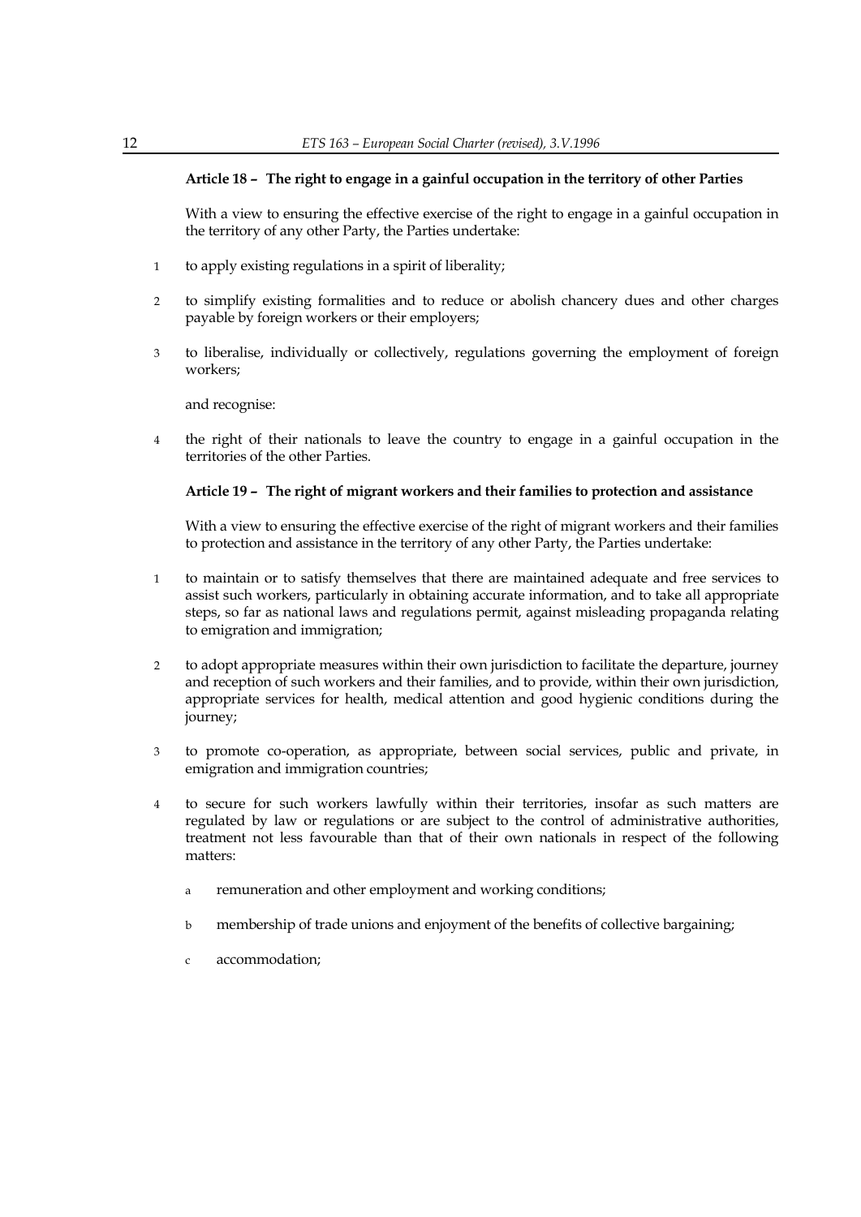#### Article 18 – The right to engage in a gainful occupation in the territory of other Parties

With a view to ensuring the effective exercise of the right to engage in a gainful occupation in the territory of any other Party, the Parties undertake:

1. to apply existing regulations in a spirit of liberality;
2. to simplify existing formalities and to reduce or abolish chancery dues and other charges payable by foreign workers or their employers;
3. to liberalise, individually or collectively, regulations governing the employment of foreign workers;

and recognise:

4. the right of their nationals to leave the country to engage in a gainful occupation in the territories of the other Parties.

#### Article 19 – The right of migrant workers and their families to protection and assistance

With a view to ensuring the effective exercise of the right of migrant workers and their families to protection and assistance in the territory of any other Party, the Parties undertake:

1. to maintain or to satisfy themselves that there are maintained adequate and free services to assist such workers, particularly in obtaining accurate information, and to take all appropriate steps, so far as national laws and regulations permit, against misleading propaganda relating to emigration and immigration;
2. to adopt appropriate measures within their own jurisdiction to facilitate the departure, journey and reception of such workers and their families, and to provide, within their own jurisdiction, appropriate services for health, medical attention and good hygienic conditions during the journey;
3. to promote co-operation, as appropriate, between social services, public and private, in emigration and immigration countries;
4. to secure for such workers lawfully within their territories, insofar as such matters are regulated by law or regulations or are subject to the control of administrative authorities, treatment not less favourable than that of their own nationals in respect of the following matters:
   - a remuneration and other employment and working conditions;
   - b membership of trade unions and enjoyment of the benefits of collective bargaining;
   - c accommodation;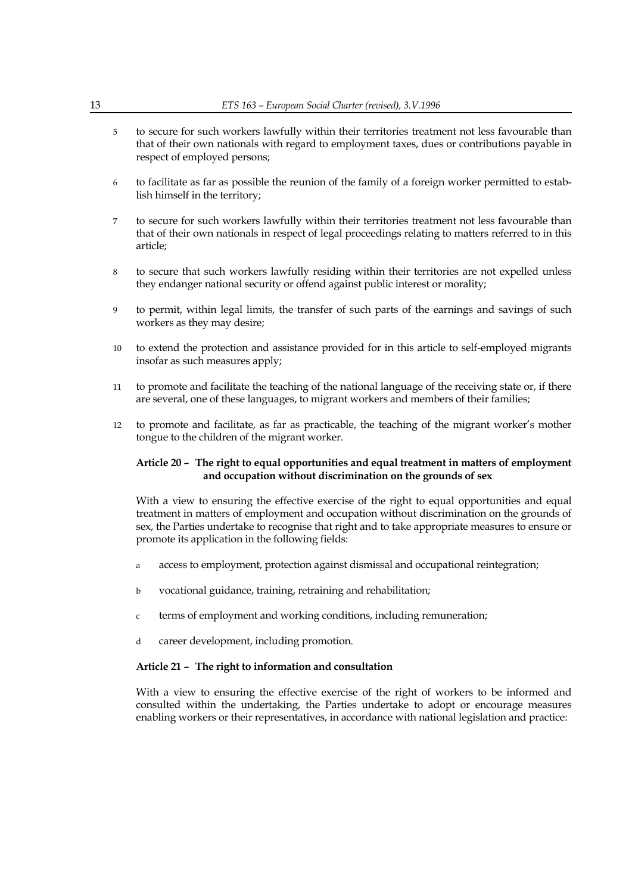5 to secure for such workers lawfully within their territories treatment not less favourable than that of their own nationals with regard to employment taxes, dues or contributions payable in respect of employed persons;

6 to facilitate as far as possible the reunion of the family of a foreign worker permitted to establish himself in the territory;

7 to secure for such workers lawfully within their territories treatment not less favourable than that of their own nationals in respect of legal proceedings relating to matters referred to in this article;

8 to secure that such workers lawfully residing within their territories are not expelled unless they endanger national security or offend against public interest or morality;

9 to permit, within legal limits, the transfer of such parts of the earnings and savings of such workers as they may desire;

10 to extend the protection and assistance provided for in this article to self-employed migrants insofar as such measures apply;

11 to promote and facilitate the teaching of the national language of the receiving state or, if there are several, one of these languages, to migrant workers and members of their families;

12 to promote and facilitate, as far as practicable, the teaching of the migrant worker's mother tongue to the children of the migrant worker.

**Article 20 – The right to equal opportunities and equal treatment in matters of employment and occupation without discrimination on the grounds of sex**

With a view to ensuring the effective exercise of the right to equal opportunities and equal treatment in matters of employment and occupation without discrimination on the grounds of sex, the Parties undertake to recognise that right and to take appropriate measures to ensure or promote its application in the following fields:

a access to employment, protection against dismissal and occupational reintegration;

b vocational guidance, training, retraining and rehabilitation;

c terms of employment and working conditions, including remuneration;

d career development, including promotion.

**Article 21 – The right to information and consultation**

With a view to ensuring the effective exercise of the right of workers to be informed and consulted within the undertaking, the Parties undertake to adopt or encourage measures enabling workers or their representatives, in accordance with national legislation and practice: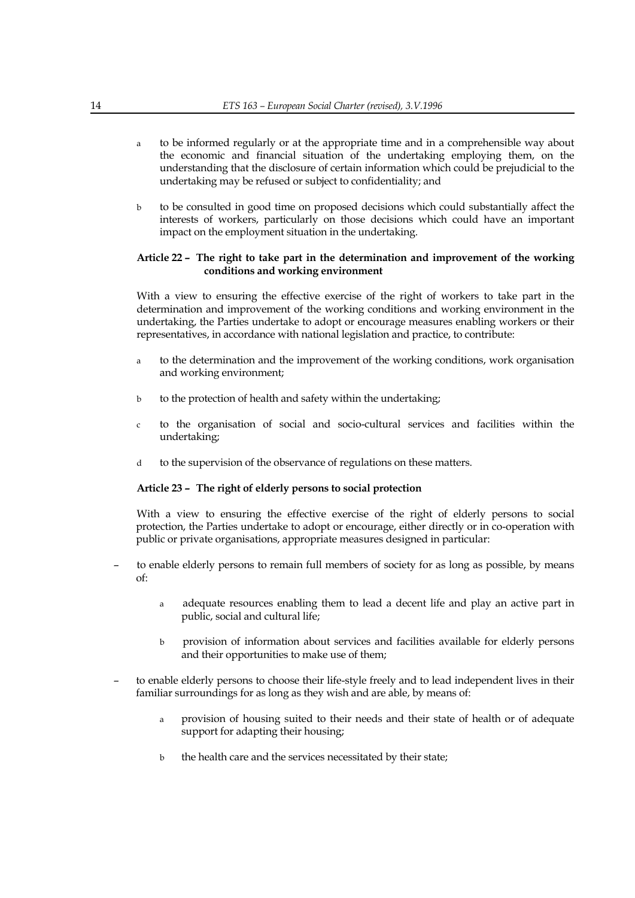a to be informed regularly or at the appropriate time and in a comprehensible way about the economic and financial situation of the undertaking employing them, on the understanding that the disclosure of certain information which could be prejudicial to the undertaking may be refused or subject to confidentiality; and

b to be consulted in good time on proposed decisions which could substantially affect the interests of workers, particularly on those decisions which could have an important impact on the employment situation in the undertaking.

**Article 22 – The right to take part in the determination and improvement of the working conditions and working environment**

With a view to ensuring the effective exercise of the right of workers to take part in the determination and improvement of the working conditions and working environment in the undertaking, the Parties undertake to adopt or encourage measures enabling workers or their representatives, in accordance with national legislation and practice, to contribute:

a to the determination and the improvement of the working conditions, work organisation and working environment;

b to the protection of health and safety within the undertaking;

c to the organisation of social and socio-cultural services and facilities within the undertaking;

d to the supervision of the observance of regulations on these matters.

**Article 23 – The right of elderly persons to social protection**

With a view to ensuring the effective exercise of the right of elderly persons to social protection, the Parties undertake to adopt or encourage, either directly or in co-operation with public or private organisations, appropriate measures designed in particular:

– to enable elderly persons to remain full members of society for as long as possible, by means of:

  a adequate resources enabling them to lead a decent life and play an active part in public, social and cultural life;

  b provision of information about services and facilities available for elderly persons and their opportunities to make use of them;

– to enable elderly persons to choose their life-style freely and to lead independent lives in their familiar surroundings for as long as they wish and are able, by means of:

  a provision of housing suited to their needs and their state of health or of adequate support for adapting their housing;

  b the health care and the services necessitated by their state;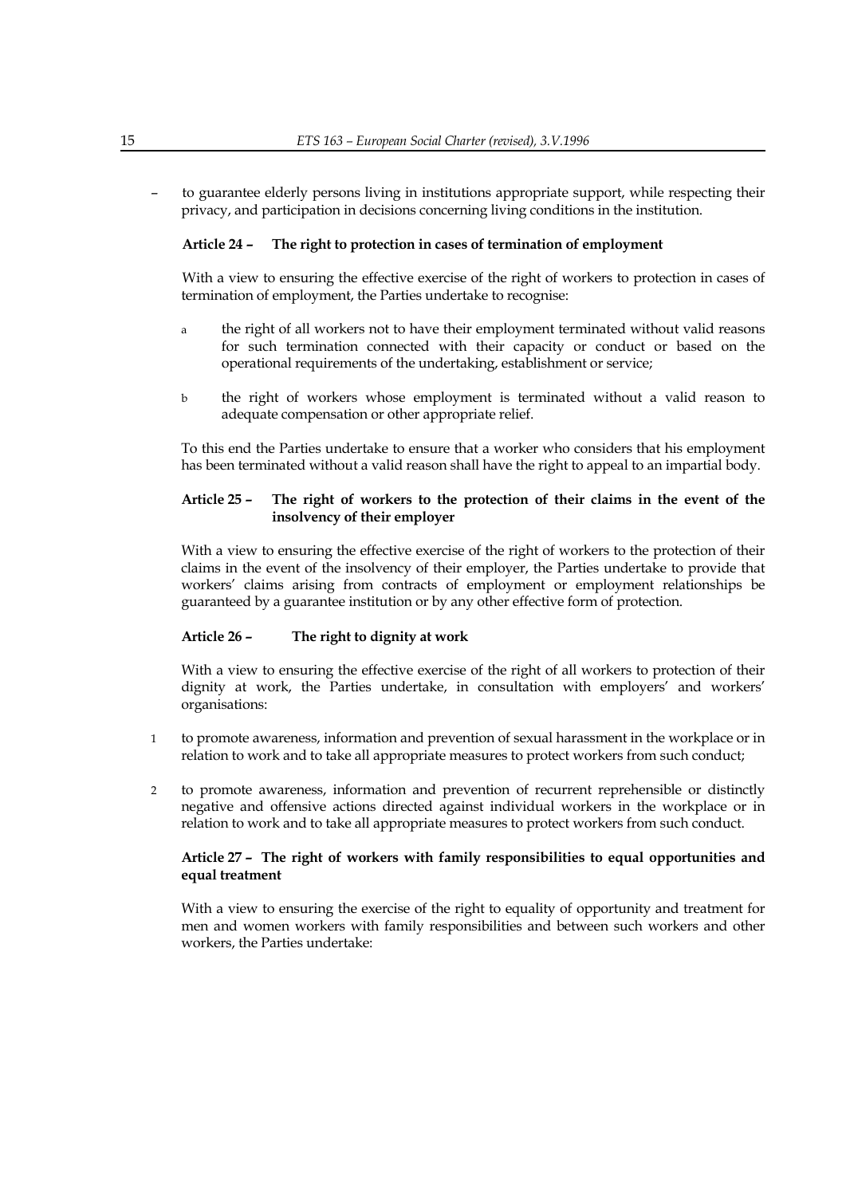– to guarantee elderly persons living in institutions appropriate support, while respecting their privacy, and participation in decisions concerning living conditions in the institution.

### Article 24 – The right to protection in cases of termination of employment

With a view to ensuring the effective exercise of the right of workers to protection in cases of termination of employment, the Parties undertake to recognise:

a the right of all workers not to have their employment terminated without valid reasons for such termination connected with their capacity or conduct or based on the operational requirements of the undertaking, establishment or service;

b the right of workers whose employment is terminated without a valid reason to adequate compensation or other appropriate relief.

To this end the Parties undertake to ensure that a worker who considers that his employment has been terminated without a valid reason shall have the right to appeal to an impartial body.

### Article 25 – The right of workers to the protection of their claims in the event of the insolvency of their employer

With a view to ensuring the effective exercise of the right of workers to the protection of their claims in the event of the insolvency of their employer, the Parties undertake to provide that workers' claims arising from contracts of employment or employment relationships be guaranteed by a guarantee institution or by any other effective form of protection.

### Article 26 – The right to dignity at work

With a view to ensuring the effective exercise of the right of all workers to protection of their dignity at work, the Parties undertake, in consultation with employers' and workers' organisations:

1 to promote awareness, information and prevention of sexual harassment in the workplace or in relation to work and to take all appropriate measures to protect workers from such conduct;

2 to promote awareness, information and prevention of recurrent reprehensible or distinctly negative and offensive actions directed against individual workers in the workplace or in relation to work and to take all appropriate measures to protect workers from such conduct.

### Article 27 – The right of workers with family responsibilities to equal opportunities and equal treatment

With a view to ensuring the exercise of the right to equality of opportunity and treatment for men and women workers with family responsibilities and between such workers and other workers, the Parties undertake: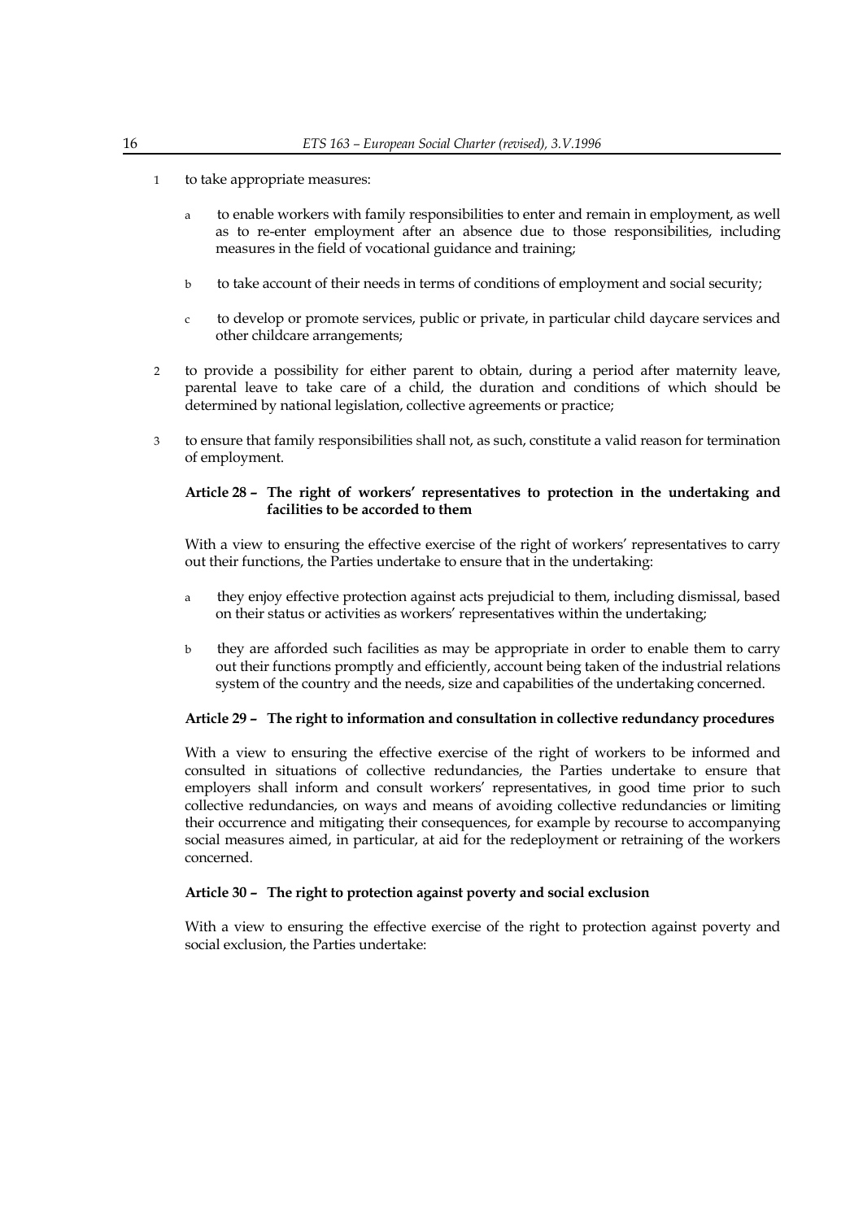1 to take appropriate measures:

   a to enable workers with family responsibilities to enter and remain in employment, as well as to re-enter employment after an absence due to those responsibilities, including measures in the field of vocational guidance and training;

   b to take account of their needs in terms of conditions of employment and social security;

   c to develop or promote services, public or private, in particular child daycare services and other childcare arrangements;

2 to provide a possibility for either parent to obtain, during a period after maternity leave, parental leave to take care of a child, the duration and conditions of which should be determined by national legislation, collective agreements or practice;

3 to ensure that family responsibilities shall not, as such, constitute a valid reason for termination of employment.

#### Article 28 – The right of workers' representatives to protection in the undertaking and facilities to be accorded to them

With a view to ensuring the effective exercise of the right of workers' representatives to carry out their functions, the Parties undertake to ensure that in the undertaking:

a they enjoy effective protection against acts prejudicial to them, including dismissal, based on their status or activities as workers' representatives within the undertaking;

b they are afforded such facilities as may be appropriate in order to enable them to carry out their functions promptly and efficiently, account being taken of the industrial relations system of the country and the needs, size and capabilities of the undertaking concerned.

#### Article 29 – The right to information and consultation in collective redundancy procedures

With a view to ensuring the effective exercise of the right of workers to be informed and consulted in situations of collective redundancies, the Parties undertake to ensure that employers shall inform and consult workers' representatives, in good time prior to such collective redundancies, on ways and means of avoiding collective redundancies or limiting their occurrence and mitigating their consequences, for example by recourse to accompanying social measures aimed, in particular, at aid for the redeployment or retraining of the workers concerned.

#### Article 30 – The right to protection against poverty and social exclusion

With a view to ensuring the effective exercise of the right to protection against poverty and social exclusion, the Parties undertake: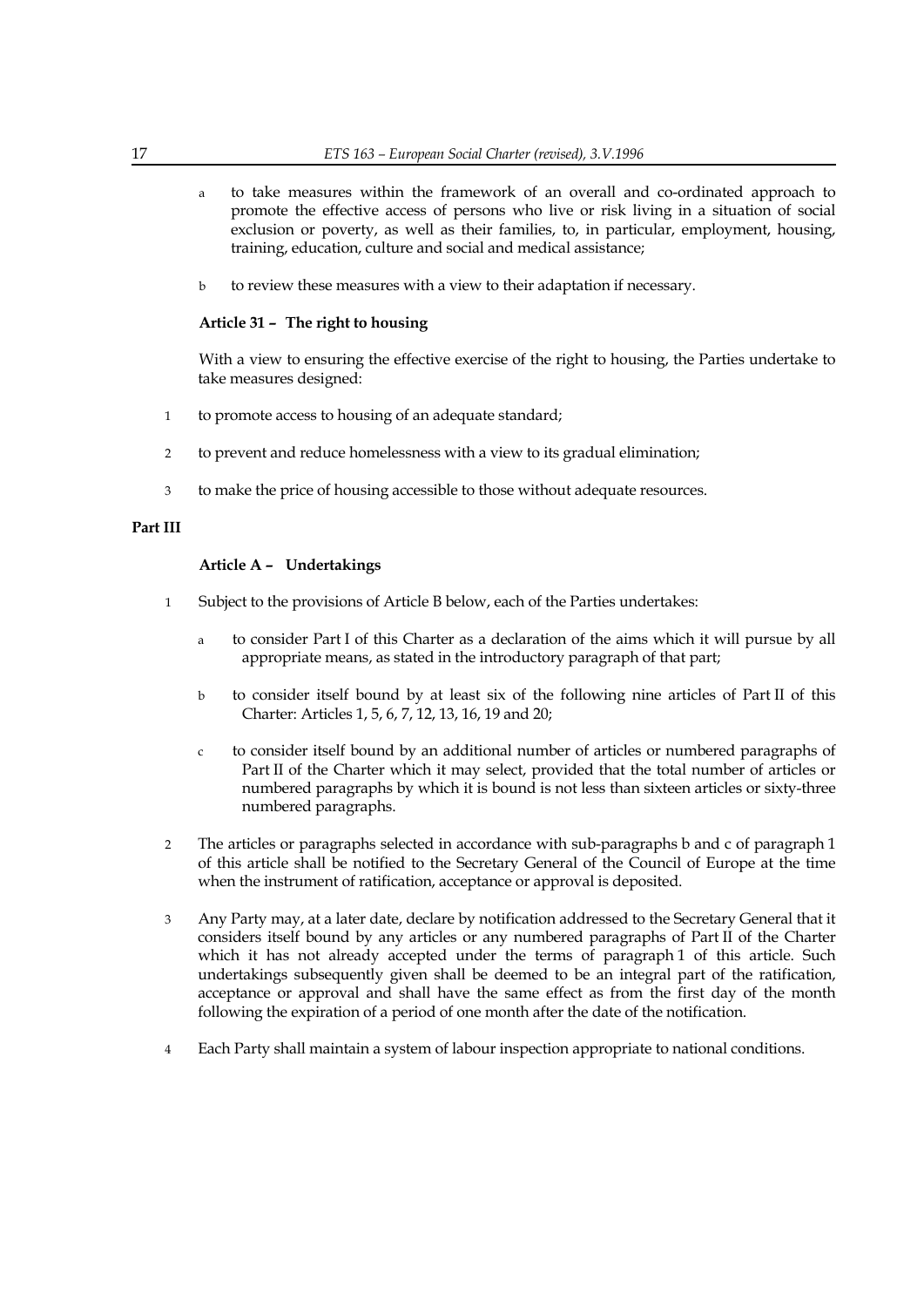a to take measures within the framework of an overall and co-ordinated approach to promote the effective access of persons who live or risk living in a situation of social exclusion or poverty, as well as their families, to, in particular, employment, housing, training, education, culture and social and medical assistance;

b to review these measures with a view to their adaptation if necessary.

### Article 31 – The right to housing

With a view to ensuring the effective exercise of the right to housing, the Parties undertake to take measures designed:

1 to promote access to housing of an adequate standard;

2 to prevent and reduce homelessness with a view to its gradual elimination;

3 to make the price of housing accessible to those without adequate resources.

## Part III

### Article A – Undertakings

1 Subject to the provisions of Article B below, each of the Parties undertakes:

a to consider Part I of this Charter as a declaration of the aims which it will pursue by all appropriate means, as stated in the introductory paragraph of that part;

b to consider itself bound by at least six of the following nine articles of Part II of this Charter: Articles 1, 5, 6, 7, 12, 13, 16, 19 and 20;

c to consider itself bound by an additional number of articles or numbered paragraphs of Part II of the Charter which it may select, provided that the total number of articles or numbered paragraphs by which it is bound is not less than sixteen articles or sixty-three numbered paragraphs.

2 The articles or paragraphs selected in accordance with sub-paragraphs b and c of paragraph 1 of this article shall be notified to the Secretary General of the Council of Europe at the time when the instrument of ratification, acceptance or approval is deposited.

3 Any Party may, at a later date, declare by notification addressed to the Secretary General that it considers itself bound by any articles or any numbered paragraphs of Part II of the Charter which it has not already accepted under the terms of paragraph 1 of this article. Such undertakings subsequently given shall be deemed to be an integral part of the ratification, acceptance or approval and shall have the same effect as from the first day of the month following the expiration of a period of one month after the date of the notification.

4 Each Party shall maintain a system of labour inspection appropriate to national conditions.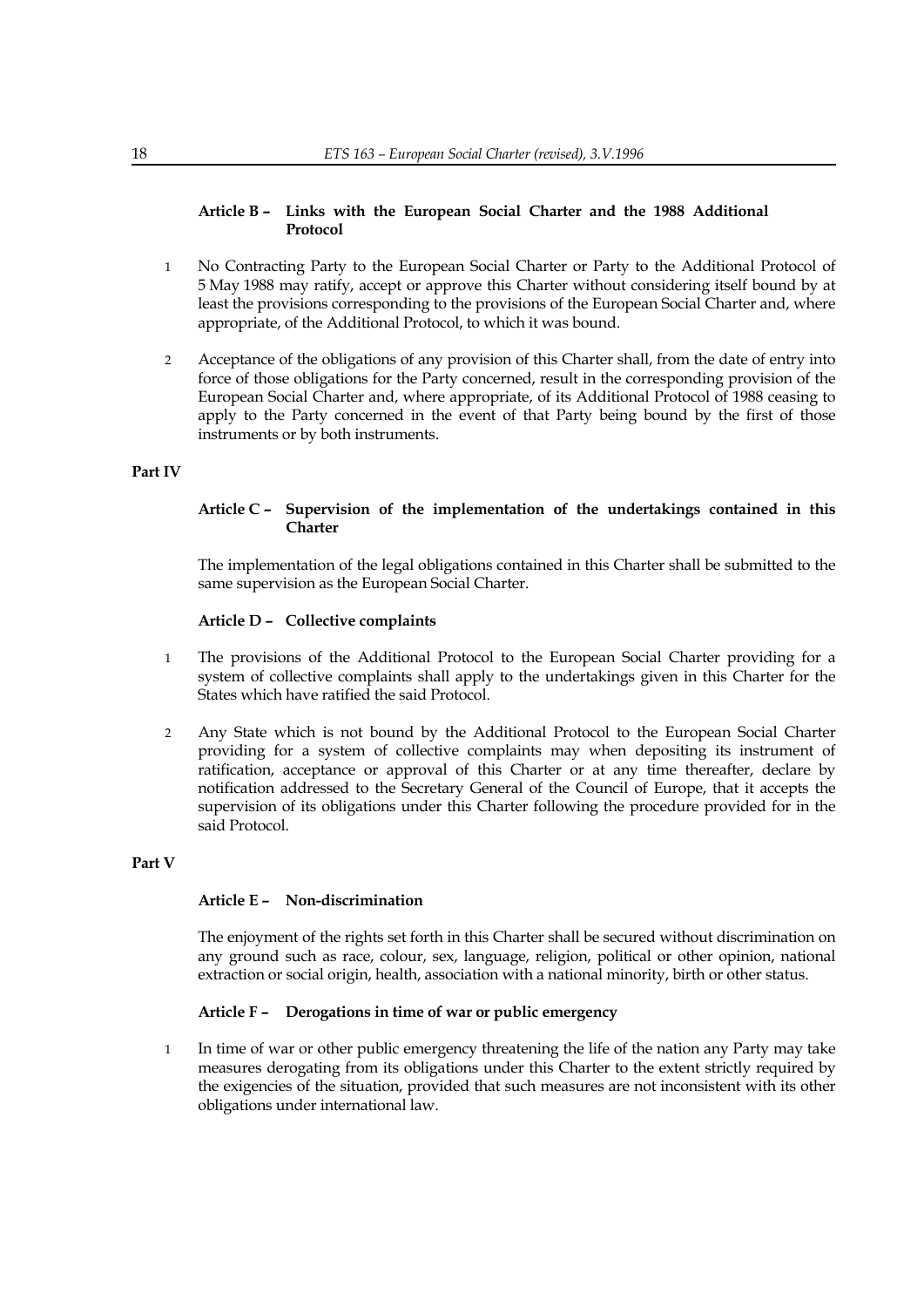#### Article B – Links with the European Social Charter and the 1988 Additional Protocol

1 No Contracting Party to the European Social Charter or Party to the Additional Protocol of 5 May 1988 may ratify, accept or approve this Charter without considering itself bound by at least the provisions corresponding to the provisions of the European Social Charter and, where appropriate, of the Additional Protocol, to which it was bound.

2 Acceptance of the obligations of any provision of this Charter shall, from the date of entry into force of those obligations for the Party concerned, result in the corresponding provision of the European Social Charter and, where appropriate, of its Additional Protocol of 1988 ceasing to apply to the Party concerned in the event of that Party being bound by the first of those instruments or by both instruments.

### Part IV

#### Article C – Supervision of the implementation of the undertakings contained in this Charter

The implementation of the legal obligations contained in this Charter shall be submitted to the same supervision as the European Social Charter.

#### Article D – Collective complaints

1 The provisions of the Additional Protocol to the European Social Charter providing for a system of collective complaints shall apply to the undertakings given in this Charter for the States which have ratified the said Protocol.

2 Any State which is not bound by the Additional Protocol to the European Social Charter providing for a system of collective complaints may when depositing its instrument of ratification, acceptance or approval of this Charter or at any time thereafter, declare by notification addressed to the Secretary General of the Council of Europe, that it accepts the supervision of its obligations under this Charter following the procedure provided for in the said Protocol.

### Part V

#### Article E – Non-discrimination

The enjoyment of the rights set forth in this Charter shall be secured without discrimination on any ground such as race, colour, sex, language, religion, political or other opinion, national extraction or social origin, health, association with a national minority, birth or other status.

#### Article F – Derogations in time of war or public emergency

1 In time of war or other public emergency threatening the life of the nation any Party may take measures derogating from its obligations under this Charter to the extent strictly required by the exigencies of the situation, provided that such measures are not inconsistent with its other obligations under international law.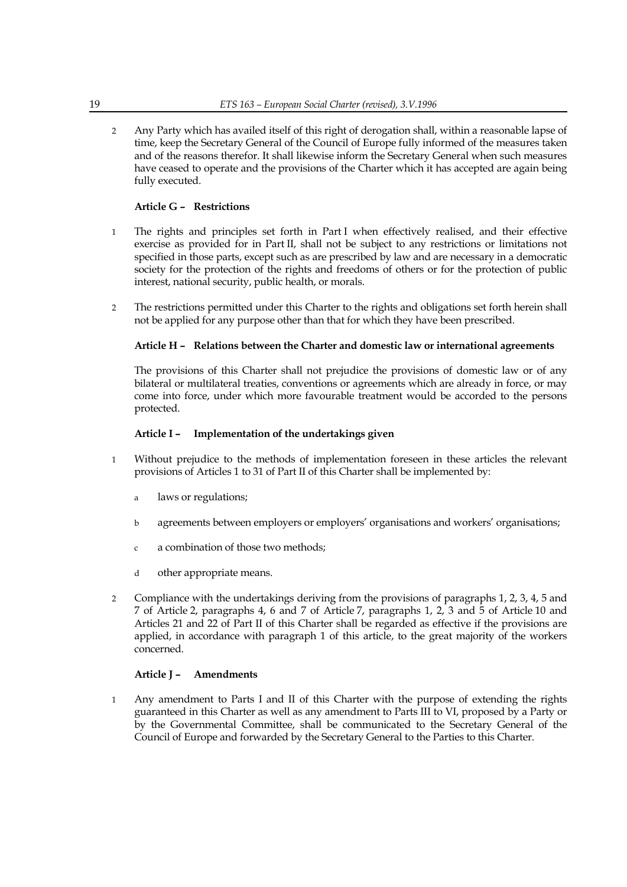2 Any Party which has availed itself of this right of derogation shall, within a reasonable lapse of time, keep the Secretary General of the Council of Europe fully informed of the measures taken and of the reasons therefor. It shall likewise inform the Secretary General when such measures have ceased to operate and the provisions of the Charter which it has accepted are again being fully executed.

**Article G – Restrictions**

1 The rights and principles set forth in Part I when effectively realised, and their effective exercise as provided for in Part II, shall not be subject to any restrictions or limitations not specified in those parts, except such as are prescribed by law and are necessary in a democratic society for the protection of the rights and freedoms of others or for the protection of public interest, national security, public health, or morals.

2 The restrictions permitted under this Charter to the rights and obligations set forth herein shall not be applied for any purpose other than that for which they have been prescribed.

**Article H – Relations between the Charter and domestic law or international agreements**

The provisions of this Charter shall not prejudice the provisions of domestic law or of any bilateral or multilateral treaties, conventions or agreements which are already in force, or may come into force, under which more favourable treatment would be accorded to the persons protected.

**Article I – Implementation of the undertakings given**

1 Without prejudice to the methods of implementation foreseen in these articles the relevant provisions of Articles 1 to 31 of Part II of this Charter shall be implemented by:

a laws or regulations;

b agreements between employers or employers' organisations and workers' organisations;

c a combination of those two methods;

d other appropriate means.

2 Compliance with the undertakings deriving from the provisions of paragraphs 1, 2, 3, 4, 5 and 7 of Article 2, paragraphs 4, 6 and 7 of Article 7, paragraphs 1, 2, 3 and 5 of Article 10 and Articles 21 and 22 of Part II of this Charter shall be regarded as effective if the provisions are applied, in accordance with paragraph 1 of this article, to the great majority of the workers concerned.

**Article J – Amendments**

1 Any amendment to Parts I and II of this Charter with the purpose of extending the rights guaranteed in this Charter as well as any amendment to Parts III to VI, proposed by a Party or by the Governmental Committee, shall be communicated to the Secretary General of the Council of Europe and forwarded by the Secretary General to the Parties to this Charter.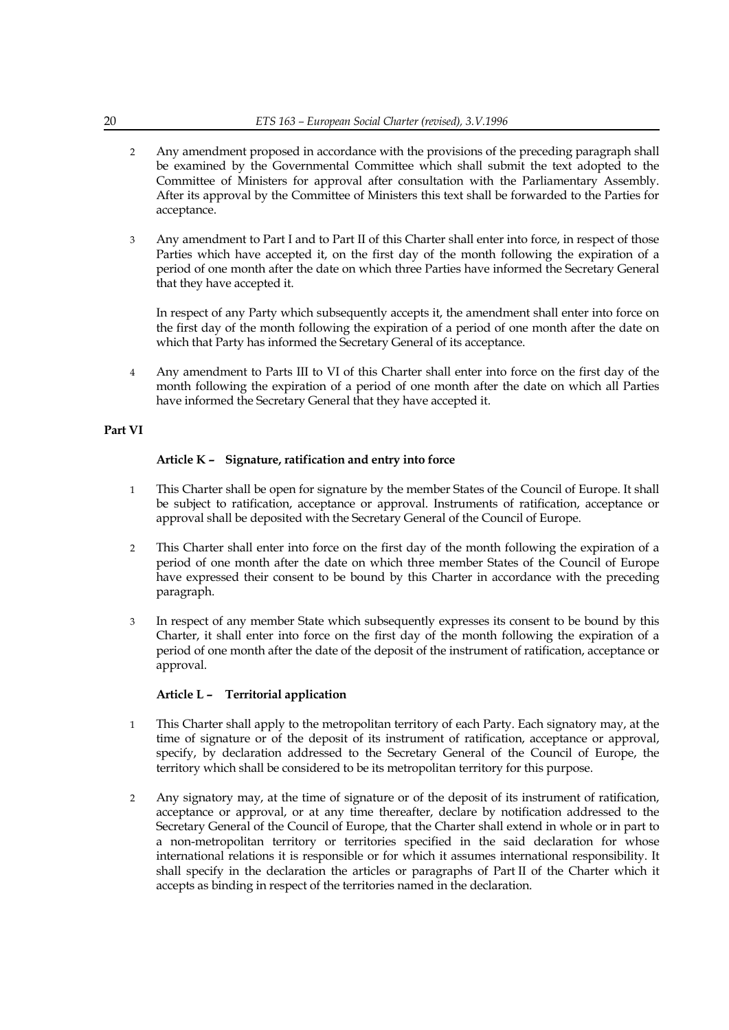2 Any amendment proposed in accordance with the provisions of the preceding paragraph shall be examined by the Governmental Committee which shall submit the text adopted to the Committee of Ministers for approval after consultation with the Parliamentary Assembly. After its approval by the Committee of Ministers this text shall be forwarded to the Parties for acceptance.

3 Any amendment to Part I and to Part II of this Charter shall enter into force, in respect of those Parties which have accepted it, on the first day of the month following the expiration of a period of one month after the date on which three Parties have informed the Secretary General that they have accepted it.

In respect of any Party which subsequently accepts it, the amendment shall enter into force on the first day of the month following the expiration of a period of one month after the date on which that Party has informed the Secretary General of its acceptance.

4 Any amendment to Parts III to VI of this Charter shall enter into force on the first day of the month following the expiration of a period of one month after the date on which all Parties have informed the Secretary General that they have accepted it.

## Part VI

### Article K – Signature, ratification and entry into force

1 This Charter shall be open for signature by the member States of the Council of Europe. It shall be subject to ratification, acceptance or approval. Instruments of ratification, acceptance or approval shall be deposited with the Secretary General of the Council of Europe.

2 This Charter shall enter into force on the first day of the month following the expiration of a period of one month after the date on which three member States of the Council of Europe have expressed their consent to be bound by this Charter in accordance with the preceding paragraph.

3 In respect of any member State which subsequently expresses its consent to be bound by this Charter, it shall enter into force on the first day of the month following the expiration of a period of one month after the date of the deposit of the instrument of ratification, acceptance or approval.

### Article L – Territorial application

1 This Charter shall apply to the metropolitan territory of each Party. Each signatory may, at the time of signature or of the deposit of its instrument of ratification, acceptance or approval, specify, by declaration addressed to the Secretary General of the Council of Europe, the territory which shall be considered to be its metropolitan territory for this purpose.

2 Any signatory may, at the time of signature or of the deposit of its instrument of ratification, acceptance or approval, or at any time thereafter, declare by notification addressed to the Secretary General of the Council of Europe, that the Charter shall extend in whole or in part to a non-metropolitan territory or territories specified in the said declaration for whose international relations it is responsible or for which it assumes international responsibility. It shall specify in the declaration the articles or paragraphs of Part II of the Charter which it accepts as binding in respect of the territories named in the declaration.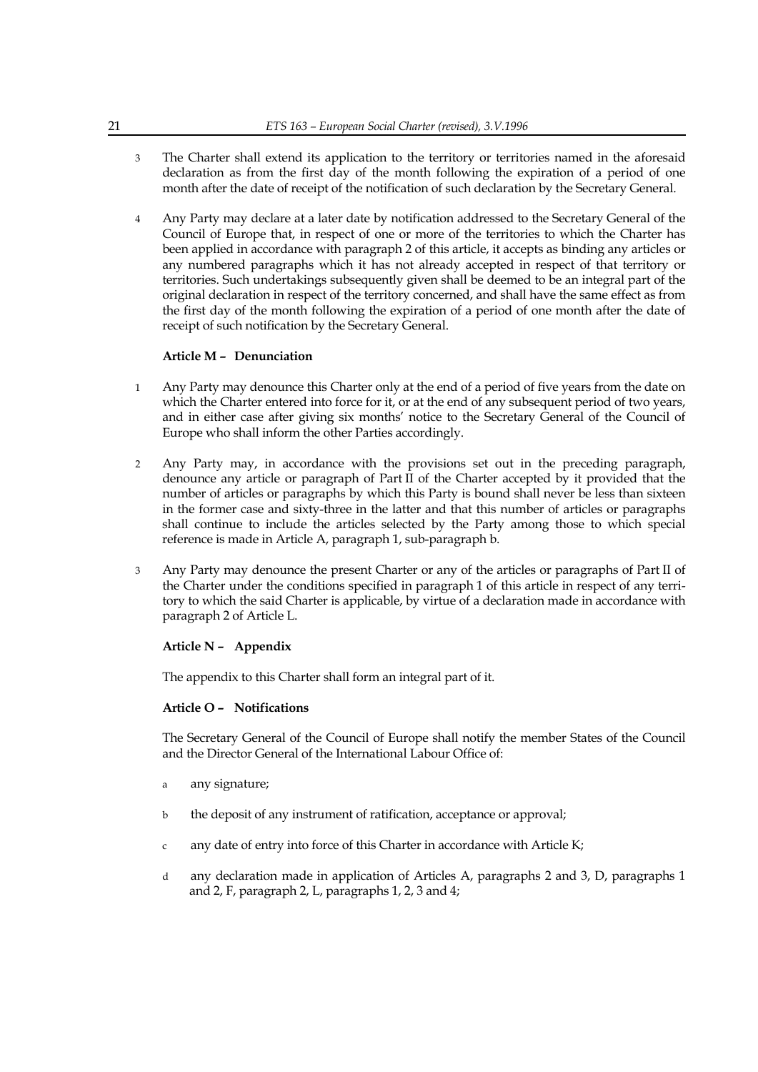3 The Charter shall extend its application to the territory or territories named in the aforesaid declaration as from the first day of the month following the expiration of a period of one month after the date of receipt of the notification of such declaration by the Secretary General.

4 Any Party may declare at a later date by notification addressed to the Secretary General of the Council of Europe that, in respect of one or more of the territories to which the Charter has been applied in accordance with paragraph 2 of this article, it accepts as binding any articles or any numbered paragraphs which it has not already accepted in respect of that territory or territories. Such undertakings subsequently given shall be deemed to be an integral part of the original declaration in respect of the territory concerned, and shall have the same effect as from the first day of the month following the expiration of a period of one month after the date of receipt of such notification by the Secretary General.

**Article M – Denunciation**

1 Any Party may denounce this Charter only at the end of a period of five years from the date on which the Charter entered into force for it, or at the end of any subsequent period of two years, and in either case after giving six months' notice to the Secretary General of the Council of Europe who shall inform the other Parties accordingly.

2 Any Party may, in accordance with the provisions set out in the preceding paragraph, denounce any article or paragraph of Part II of the Charter accepted by it provided that the number of articles or paragraphs by which this Party is bound shall never be less than sixteen in the former case and sixty-three in the latter and that this number of articles or paragraphs shall continue to include the articles selected by the Party among those to which special reference is made in Article A, paragraph 1, sub-paragraph b.

3 Any Party may denounce the present Charter or any of the articles or paragraphs of Part II of the Charter under the conditions specified in paragraph 1 of this article in respect of any territory to which the said Charter is applicable, by virtue of a declaration made in accordance with paragraph 2 of Article L.

**Article N – Appendix**

The appendix to this Charter shall form an integral part of it.

**Article O – Notifications**

The Secretary General of the Council of Europe shall notify the member States of the Council and the Director General of the International Labour Office of:

a any signature;

b the deposit of any instrument of ratification, acceptance or approval;

c any date of entry into force of this Charter in accordance with Article K;

d any declaration made in application of Articles A, paragraphs 2 and 3, D, paragraphs 1 and 2, F, paragraph 2, L, paragraphs 1, 2, 3 and 4;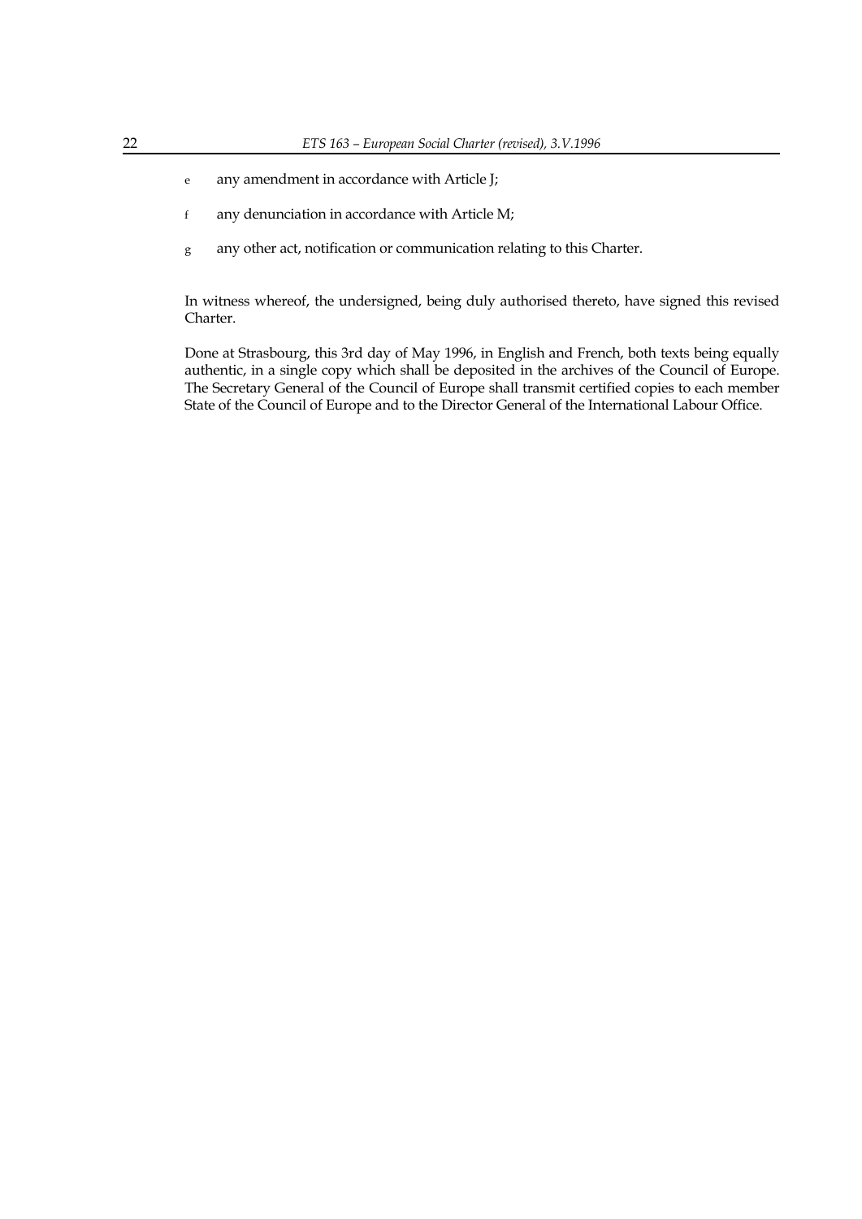e any amendment in accordance with Article J;

f any denunciation in accordance with Article M;

g any other act, notification or communication relating to this Charter.

In witness whereof, the undersigned, being duly authorised thereto, have signed this revised Charter.

Done at Strasbourg, this 3rd day of May 1996, in English and French, both texts being equally authentic, in a single copy which shall be deposited in the archives of the Council of Europe. The Secretary General of the Council of Europe shall transmit certified copies to each member State of the Council of Europe and to the Director General of the International Labour Office.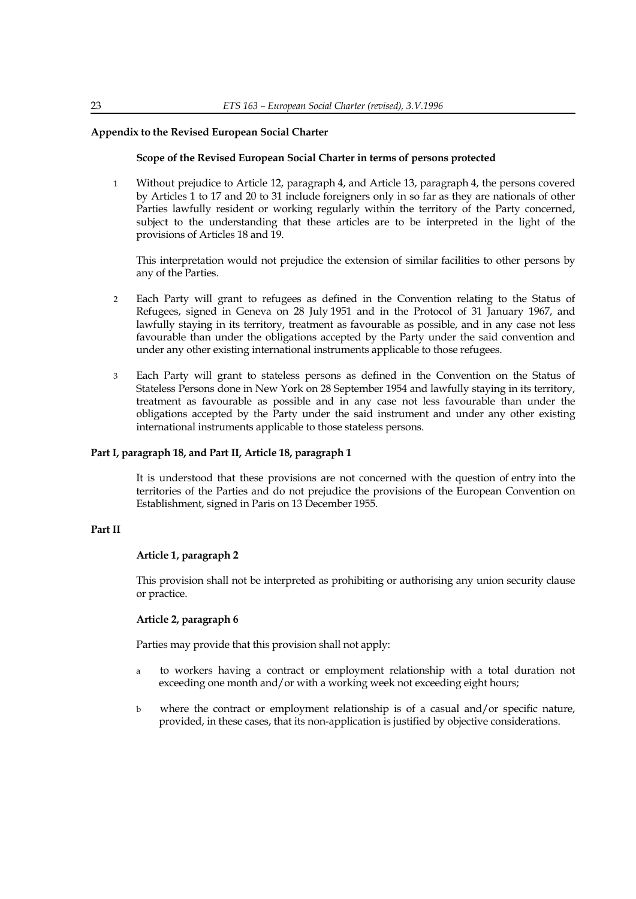## Appendix to the Revised European Social Charter

### Scope of the Revised European Social Charter in terms of persons protected

1. Without prejudice to Article 12, paragraph 4, and Article 13, paragraph 4, the persons covered by Articles 1 to 17 and 20 to 31 include foreigners only in so far as they are nationals of other Parties lawfully resident or working regularly within the territory of the Party concerned, subject to the understanding that these articles are to be interpreted in the light of the provisions of Articles 18 and 19.

   This interpretation would not prejudice the extension of similar facilities to other persons by any of the Parties.

2. Each Party will grant to refugees as defined in the Convention relating to the Status of Refugees, signed in Geneva on 28 July 1951 and in the Protocol of 31 January 1967, and lawfully staying in its territory, treatment as favourable as possible, and in any case not less favourable than under the obligations accepted by the Party under the said convention and under any other existing international instruments applicable to those refugees.

3. Each Party will grant to stateless persons as defined in the Convention on the Status of Stateless Persons done in New York on 28 September 1954 and lawfully staying in its territory, treatment as favourable as possible and in any case not less favourable than under the obligations accepted by the Party under the said instrument and under any other existing international instruments applicable to those stateless persons.

### Part I, paragraph 18, and Part II, Article 18, paragraph 1

It is understood that these provisions are not concerned with the question of entry into the territories of the Parties and do not prejudice the provisions of the European Convention on Establishment, signed in Paris on 13 December 1955.

### Part II

#### Article 1, paragraph 2

This provision shall not be interpreted as prohibiting or authorising any union security clause or practice.

#### Article 2, paragraph 6

Parties may provide that this provision shall not apply:

a. to workers having a contract or employment relationship with a total duration not exceeding one month and/or with a working week not exceeding eight hours;

b. where the contract or employment relationship is of a casual and/or specific nature, provided, in these cases, that its non-application is justified by objective considerations.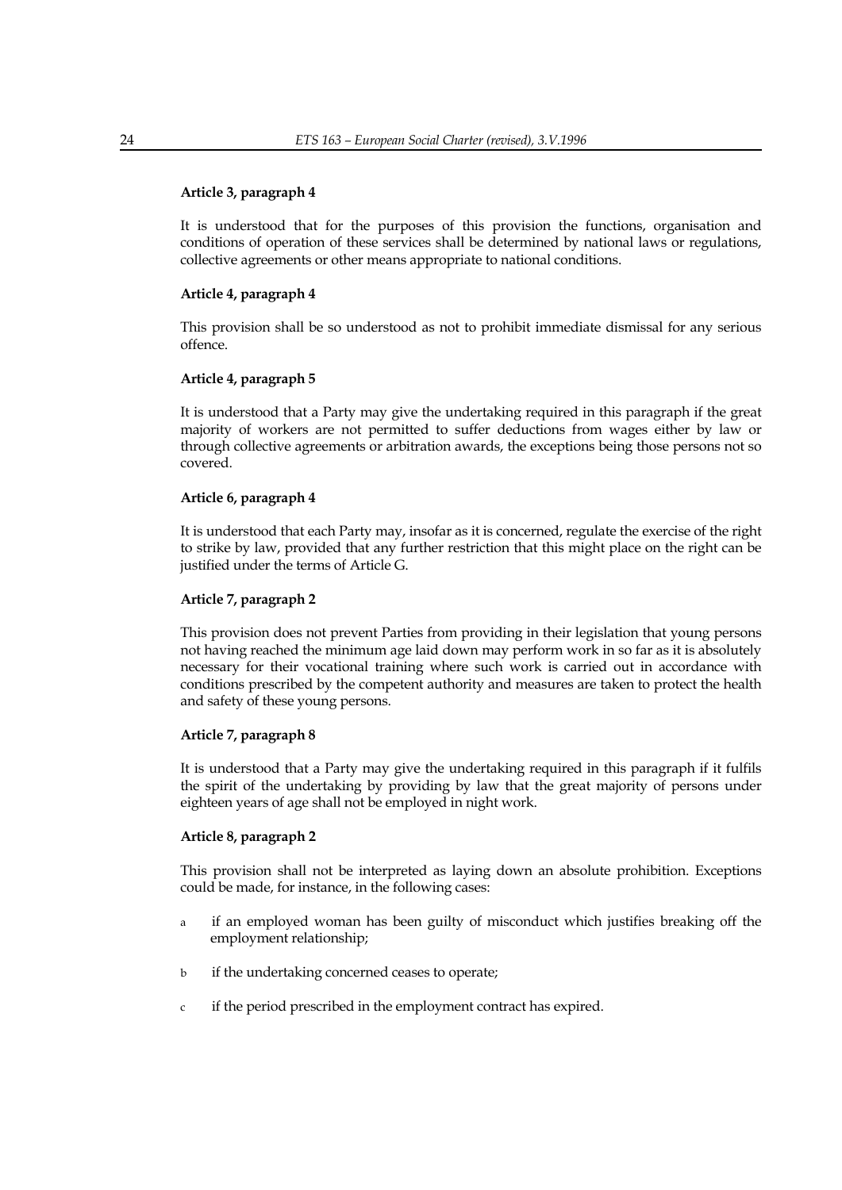**Article 3, paragraph 4**

It is understood that for the purposes of this provision the functions, organisation and conditions of operation of these services shall be determined by national laws or regulations, collective agreements or other means appropriate to national conditions.

**Article 4, paragraph 4**

This provision shall be so understood as not to prohibit immediate dismissal for any serious offence.

**Article 4, paragraph 5**

It is understood that a Party may give the undertaking required in this paragraph if the great majority of workers are not permitted to suffer deductions from wages either by law or through collective agreements or arbitration awards, the exceptions being those persons not so covered.

**Article 6, paragraph 4**

It is understood that each Party may, insofar as it is concerned, regulate the exercise of the right to strike by law, provided that any further restriction that this might place on the right can be justified under the terms of Article G.

**Article 7, paragraph 2**

This provision does not prevent Parties from providing in their legislation that young persons not having reached the minimum age laid down may perform work in so far as it is absolutely necessary for their vocational training where such work is carried out in accordance with conditions prescribed by the competent authority and measures are taken to protect the health and safety of these young persons.

**Article 7, paragraph 8**

It is understood that a Party may give the undertaking required in this paragraph if it fulfils the spirit of the undertaking by providing by law that the great majority of persons under eighteen years of age shall not be employed in night work.

**Article 8, paragraph 2**

This provision shall not be interpreted as laying down an absolute prohibition. Exceptions could be made, for instance, in the following cases:

a if an employed woman has been guilty of misconduct which justifies breaking off the employment relationship;

b if the undertaking concerned ceases to operate;

c if the period prescribed in the employment contract has expired.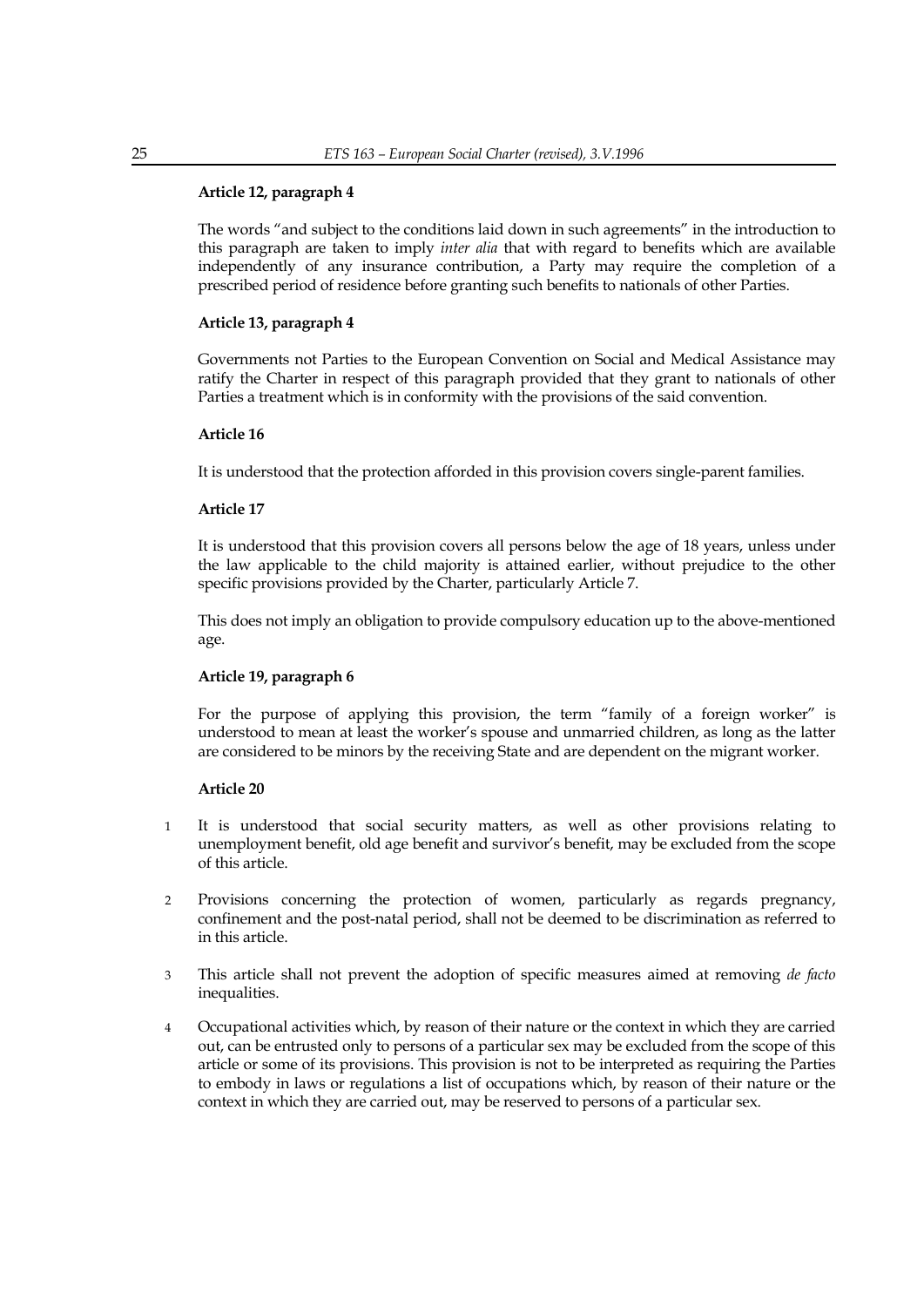#### Article 12, paragraph 4

The words "and subject to the conditions laid down in such agreements" in the introduction to this paragraph are taken to imply *inter alia* that with regard to benefits which are available independently of any insurance contribution, a Party may require the completion of a prescribed period of residence before granting such benefits to nationals of other Parties.

#### Article 13, paragraph 4

Governments not Parties to the European Convention on Social and Medical Assistance may ratify the Charter in respect of this paragraph provided that they grant to nationals of other Parties a treatment which is in conformity with the provisions of the said convention.

#### Article 16

It is understood that the protection afforded in this provision covers single-parent families.

#### Article 17

It is understood that this provision covers all persons below the age of 18 years, unless under the law applicable to the child majority is attained earlier, without prejudice to the other specific provisions provided by the Charter, particularly Article 7.

This does not imply an obligation to provide compulsory education up to the above-mentioned age.

#### Article 19, paragraph 6

For the purpose of applying this provision, the term "family of a foreign worker" is understood to mean at least the worker's spouse and unmarried children, as long as the latter are considered to be minors by the receiving State and are dependent on the migrant worker.

#### Article 20

1. It is understood that social security matters, as well as other provisions relating to unemployment benefit, old age benefit and survivor's benefit, may be excluded from the scope of this article.
2. Provisions concerning the protection of women, particularly as regards pregnancy, confinement and the post-natal period, shall not be deemed to be discrimination as referred to in this article.
3. This article shall not prevent the adoption of specific measures aimed at removing *de facto* inequalities.
4. Occupational activities which, by reason of their nature or the context in which they are carried out, can be entrusted only to persons of a particular sex may be excluded from the scope of this article or some of its provisions. This provision is not to be interpreted as requiring the Parties to embody in laws or regulations a list of occupations which, by reason of their nature or the context in which they are carried out, may be reserved to persons of a particular sex.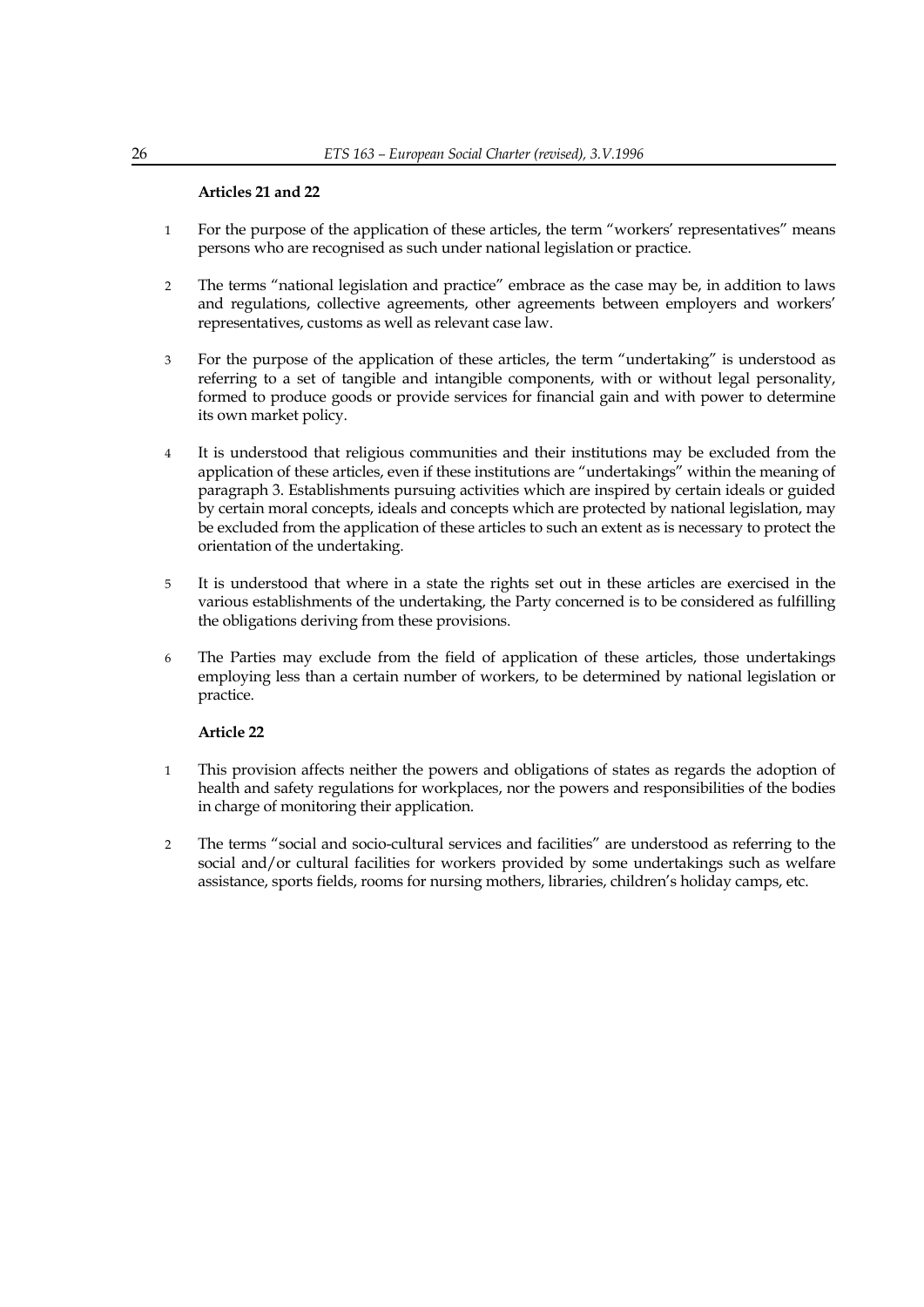**Articles 21 and 22**

1. For the purpose of the application of these articles, the term "workers' representatives" means persons who are recognised as such under national legislation or practice.

2. The terms "national legislation and practice" embrace as the case may be, in addition to laws and regulations, collective agreements, other agreements between employers and workers' representatives, customs as well as relevant case law.

3. For the purpose of the application of these articles, the term "undertaking" is understood as referring to a set of tangible and intangible components, with or without legal personality, formed to produce goods or provide services for financial gain and with power to determine its own market policy.

4. It is understood that religious communities and their institutions may be excluded from the application of these articles, even if these institutions are "undertakings" within the meaning of paragraph 3. Establishments pursuing activities which are inspired by certain ideals or guided by certain moral concepts, ideals and concepts which are protected by national legislation, may be excluded from the application of these articles to such an extent as is necessary to protect the orientation of the undertaking.

5. It is understood that where in a state the rights set out in these articles are exercised in the various establishments of the undertaking, the Party concerned is to be considered as fulfilling the obligations deriving from these provisions.

6. The Parties may exclude from the field of application of these articles, those undertakings employing less than a certain number of workers, to be determined by national legislation or practice.

**Article 22**

1. This provision affects neither the powers and obligations of states as regards the adoption of health and safety regulations for workplaces, nor the powers and responsibilities of the bodies in charge of monitoring their application.

2. The terms "social and socio-cultural services and facilities" are understood as referring to the social and/or cultural facilities for workers provided by some undertakings such as welfare assistance, sports fields, rooms for nursing mothers, libraries, children's holiday camps, etc.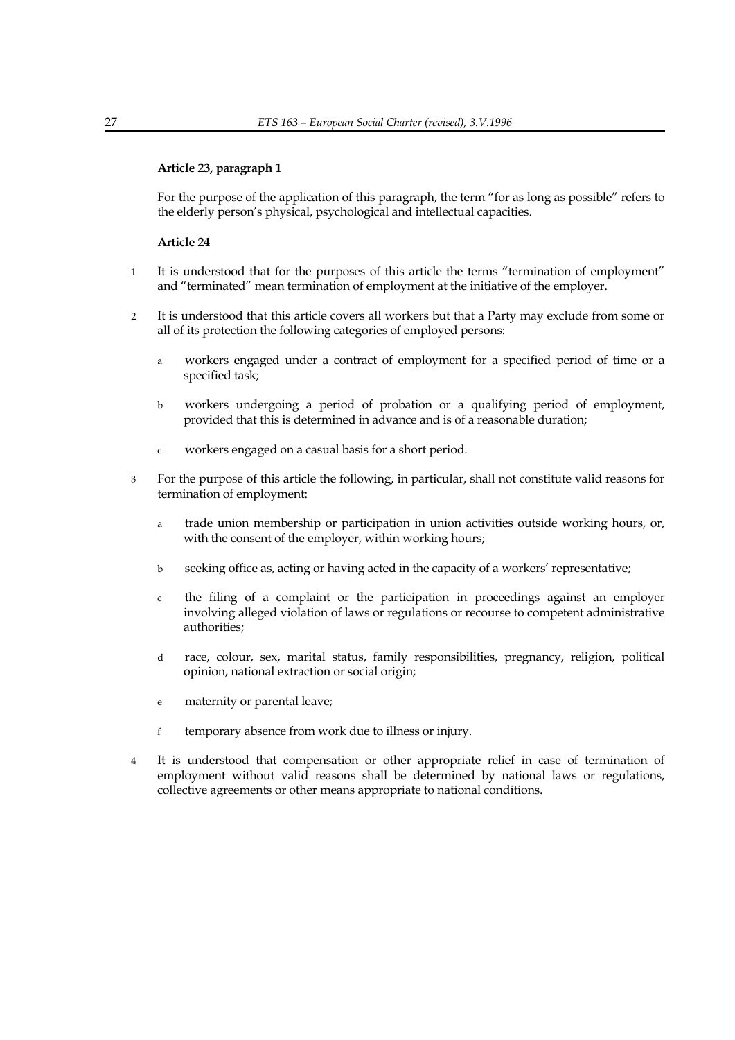**Article 23, paragraph 1**

For the purpose of the application of this paragraph, the term "for as long as possible" refers to the elderly person's physical, psychological and intellectual capacities.

**Article 24**

1 It is understood that for the purposes of this article the terms "termination of employment" and "terminated" mean termination of employment at the initiative of the employer.

2 It is understood that this article covers all workers but that a Party may exclude from some or all of its protection the following categories of employed persons:

a workers engaged under a contract of employment for a specified period of time or a specified task;

b workers undergoing a period of probation or a qualifying period of employment, provided that this is determined in advance and is of a reasonable duration;

c workers engaged on a casual basis for a short period.

3 For the purpose of this article the following, in particular, shall not constitute valid reasons for termination of employment:

a trade union membership or participation in union activities outside working hours, or, with the consent of the employer, within working hours;

b seeking office as, acting or having acted in the capacity of a workers' representative;

c the filing of a complaint or the participation in proceedings against an employer involving alleged violation of laws or regulations or recourse to competent administrative authorities;

d race, colour, sex, marital status, family responsibilities, pregnancy, religion, political opinion, national extraction or social origin;

e maternity or parental leave;

f temporary absence from work due to illness or injury.

4 It is understood that compensation or other appropriate relief in case of termination of employment without valid reasons shall be determined by national laws or regulations, collective agreements or other means appropriate to national conditions.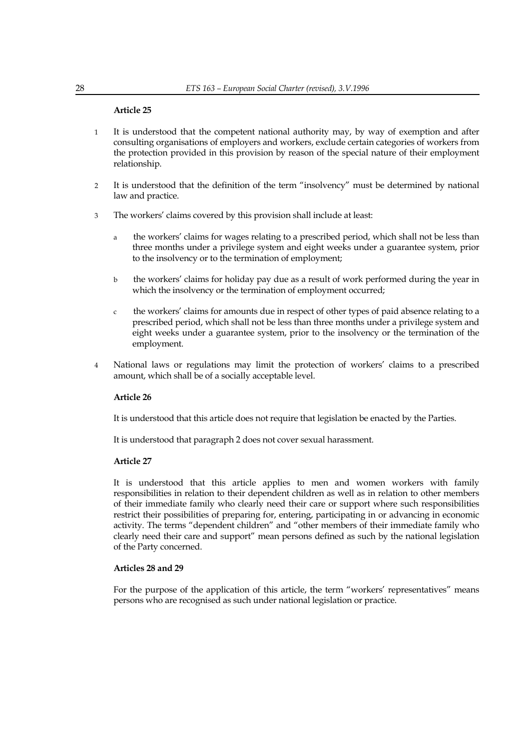**Article 25**

1. It is understood that the competent national authority may, by way of exemption and after consulting organisations of employers and workers, exclude certain categories of workers from the protection provided in this provision by reason of the special nature of their employment relationship.

2. It is understood that the definition of the term "insolvency" must be determined by national law and practice.

3. The workers' claims covered by this provision shall include at least:

   a. the workers' claims for wages relating to a prescribed period, which shall not be less than three months under a privilege system and eight weeks under a guarantee system, prior to the insolvency or to the termination of employment;

   b. the workers' claims for holiday pay due as a result of work performed during the year in which the insolvency or the termination of employment occurred;

   c. the workers' claims for amounts due in respect of other types of paid absence relating to a prescribed period, which shall not be less than three months under a privilege system and eight weeks under a guarantee system, prior to the insolvency or the termination of the employment.

4. National laws or regulations may limit the protection of workers' claims to a prescribed amount, which shall be of a socially acceptable level.

**Article 26**

It is understood that this article does not require that legislation be enacted by the Parties.

It is understood that paragraph 2 does not cover sexual harassment.

**Article 27**

It is understood that this article applies to men and women workers with family responsibilities in relation to their dependent children as well as in relation to other members of their immediate family who clearly need their care or support where such responsibilities restrict their possibilities of preparing for, entering, participating in or advancing in economic activity. The terms "dependent children" and "other members of their immediate family who clearly need their care and support" mean persons defined as such by the national legislation of the Party concerned.

**Articles 28 and 29**

For the purpose of the application of this article, the term "workers' representatives" means persons who are recognised as such under national legislation or practice.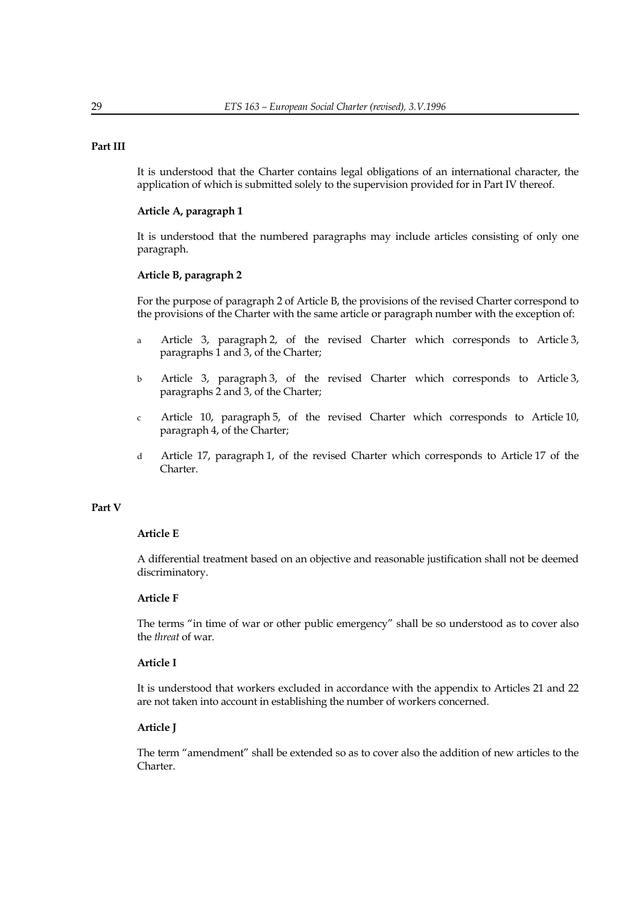**Part III**

It is understood that the Charter contains legal obligations of an international character, the application of which is submitted solely to the supervision provided for in Part IV thereof.

**Article A, paragraph 1**

It is understood that the numbered paragraphs may include articles consisting of only one paragraph.

**Article B, paragraph 2**

For the purpose of paragraph 2 of Article B, the provisions of the revised Charter correspond to the provisions of the Charter with the same article or paragraph number with the exception of:

a Article 3, paragraph 2, of the revised Charter which corresponds to Article 3, paragraphs 1 and 3, of the Charter;

b Article 3, paragraph 3, of the revised Charter which corresponds to Article 3, paragraphs 2 and 3, of the Charter;

c Article 10, paragraph 5, of the revised Charter which corresponds to Article 10, paragraph 4, of the Charter;

d Article 17, paragraph 1, of the revised Charter which corresponds to Article 17 of the Charter.

**Part V**

**Article E**

A differential treatment based on an objective and reasonable justification shall not be deemed discriminatory.

**Article F**

The terms "in time of war or other public emergency" shall be so understood as to cover also the *threat* of war.

**Article I**

It is understood that workers excluded in accordance with the appendix to Articles 21 and 22 are not taken into account in establishing the number of workers concerned.

**Article J**

The term "amendment" shall be extended so as to cover also the addition of new articles to the Charter.